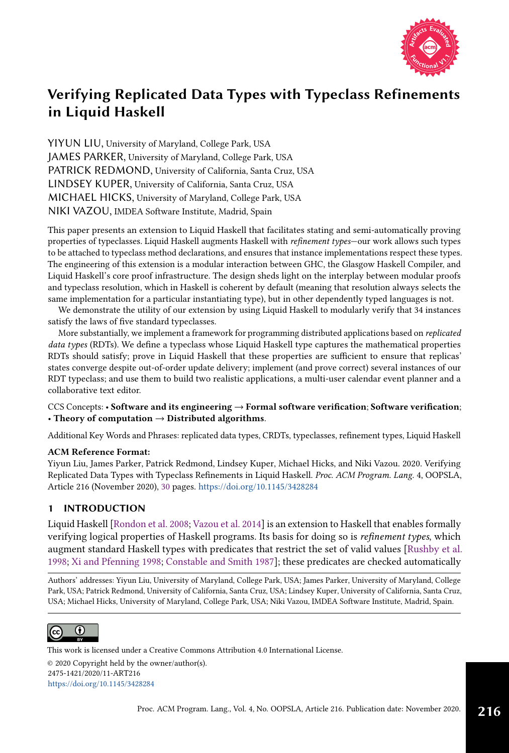# Verifying Replicated Data Types with Typeclass Refinements in Liquid Haskell

YIYUN LIU, University of Maryland, College Park, USA
JAMES PARKER, University of Maryland, College Park, USA
PATRICK REDMOND, University of California, Santa Cruz, USA
LINDSEY KUPER, University of California, Santa Cruz, USA
MICHAEL HICKS, University of Maryland, College Park, USA
NIKI VAZOU, IMDEA Software Institute, Madrid, Spain

This paper presents an extension to Liquid Haskell that facilitates stating and semi-automatically proving properties of typeclasses. Liquid Haskell augments Haskell with *refinement types*—our work allows such types to be attached to typeclass method declarations, and ensures that instance implementations respect these types. The engineering of this extension is a modular interaction between GHC, the Glasgow Haskell Compiler, and Liquid Haskell's core proof infrastructure. The design sheds light on the interplay between modular proofs and typeclass resolution, which in Haskell is coherent by default (meaning that resolution always selects the same implementation for a particular instantiating type), but in other dependently typed languages is not.

We demonstrate the utility of our extension by using Liquid Haskell to modularly verify that 34 instances satisfy the laws of five standard typeclasses.

More substantially, we implement a framework for programming distributed applications based on *replicated data types* (RDTs). We define a typeclass whose Liquid Haskell type captures the mathematical properties RDTs should satisfy; prove in Liquid Haskell that these properties are sufficient to ensure that replicas' states converge despite out-of-order update delivery; implement (and prove correct) several instances of our RDT typeclass; and use them to build two realistic applications, a multi-user calendar event planner and a collaborative text editor.

CCS Concepts: • **Software and its engineering → Formal software verification**; **Software verification**; • **Theory of computation → Distributed algorithms**.

Additional Key Words and Phrases: replicated data types, CRDTs, typeclasses, refinement types, Liquid Haskell

**ACM Reference Format:**
Yiyun Liu, James Parker, Patrick Redmond, Lindsey Kuper, Michael Hicks, and Niki Vazou. 2020. Verifying Replicated Data Types with Typeclass Refinements in Liquid Haskell. *Proc. ACM Program. Lang.* 4, OOPSLA, Article 216 (November 2020), 30 pages. https://doi.org/10.1145/3428284

## 1 INTRODUCTION

Liquid Haskell [Rondon et al. 2008; Vazou et al. 2014] is an extension to Haskell that enables formally verifying logical properties of Haskell programs. Its basis for doing so is *refinement types*, which augment standard Haskell types with predicates that restrict the set of valid values [Rushby et al. 1998; Xi and Pfenning 1998; Constable and Smith 1987]; these predicates are checked automatically

Authors' addresses: Yiyun Liu, University of Maryland, College Park, USA; James Parker, University of Maryland, College Park, USA; Patrick Redmond, University of California, Santa Cruz, USA; Lindsey Kuper, University of California, Santa Cruz, USA; Michael Hicks, University of Maryland, College Park, USA; Niki Vazou, IMDEA Software Institute, Madrid, Spain.

This work is licensed under a Creative Commons Attribution 4.0 International License.
© 2020 Copyright held by the owner/author(s).
2475-1421/2020/11-ART216
https://doi.org/10.1145/3428284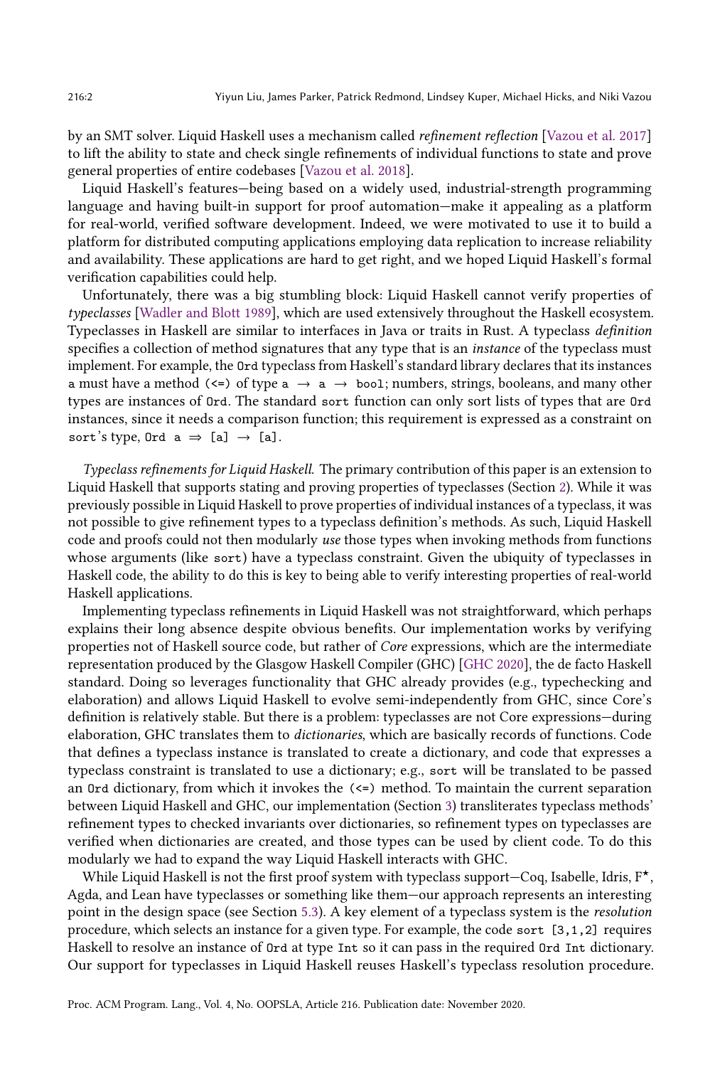by an SMT solver. Liquid Haskell uses a mechanism called *refinement reflection* [Vazou et al. 2017] to lift the ability to state and check single refinements of individual functions to state and prove general properties of entire codebases [Vazou et al. 2018].

Liquid Haskell's features—being based on a widely used, industrial-strength programming language and having built-in support for proof automation—make it appealing as a platform for real-world, verified software development. Indeed, we were motivated to use it to build a platform for distributed computing applications employing data replication to increase reliability and availability. These applications are hard to get right, and we hoped Liquid Haskell's formal verification capabilities could help.

Unfortunately, there was a big stumbling block: Liquid Haskell cannot verify properties of *typeclasses* [Wadler and Blott 1989], which are used extensively throughout the Haskell ecosystem. Typeclasses in Haskell are similar to interfaces in Java or traits in Rust. A typeclass *definition* specifies a collection of method signatures that any type that is an *instance* of the typeclass must implement. For example, the `Ord` typeclass from Haskell's standard library declares that its instances `a` must have a method `(<=)` of type `a → a → bool`; numbers, strings, booleans, and many other types are instances of `Ord`. The standard `sort` function can only sort lists of types that are `Ord` instances, since it needs a comparison function; this requirement is expressed as a constraint on `sort`'s type, `Ord a ⇒ [a] → [a]`.

*Typeclass refinements for Liquid Haskell.* The primary contribution of this paper is an extension to Liquid Haskell that supports stating and proving properties of typeclasses (Section 2). While it was previously possible in Liquid Haskell to prove properties of individual instances of a typeclass, it was not possible to give refinement types to a typeclass definition's methods. As such, Liquid Haskell code and proofs could not then modularly *use* those types when invoking methods from functions whose arguments (like `sort`) have a typeclass constraint. Given the ubiquity of typeclasses in Haskell code, the ability to do this is key to being able to verify interesting properties of real-world Haskell applications.

Implementing typeclass refinements in Liquid Haskell was not straightforward, which perhaps explains their long absence despite obvious benefits. Our implementation works by verifying properties not of Haskell source code, but rather of *Core* expressions, which are the intermediate representation produced by the Glasgow Haskell Compiler (GHC) [GHC 2020], the de facto Haskell standard. Doing so leverages functionality that GHC already provides (e.g., typechecking and elaboration) and allows Liquid Haskell to evolve semi-independently from GHC, since Core's definition is relatively stable. But there is a problem: typeclasses are not Core expressions—during elaboration, GHC translates them to *dictionaries*, which are basically records of functions. Code that defines a typeclass instance is translated to create a dictionary, and code that expresses a typeclass constraint is translated to use a dictionary; e.g., `sort` will be translated to be passed an `Ord` dictionary, from which it invokes the `(<=)` method. To maintain the current separation between Liquid Haskell and GHC, our implementation (Section 3) transliterates typeclass methods' refinement types to checked invariants over dictionaries, so refinement types on typeclasses are verified when dictionaries are created, and those types can be used by client code. To do this modularly we had to expand the way Liquid Haskell interacts with GHC.

While Liquid Haskell is not the first proof system with typeclass support—Coq, Isabelle, Idris, F$^\star$, Agda, and Lean have typeclasses or something like them—our approach represents an interesting point in the design space (see Section 5.3). A key element of a typeclass system is the *resolution* procedure, which selects an instance for a given type. For example, the code `sort [3,1,2]` requires Haskell to resolve an instance of `Ord` at type `Int` so it can pass in the required `Ord Int` dictionary. Our support for typeclasses in Liquid Haskell reuses Haskell's typeclass resolution procedure.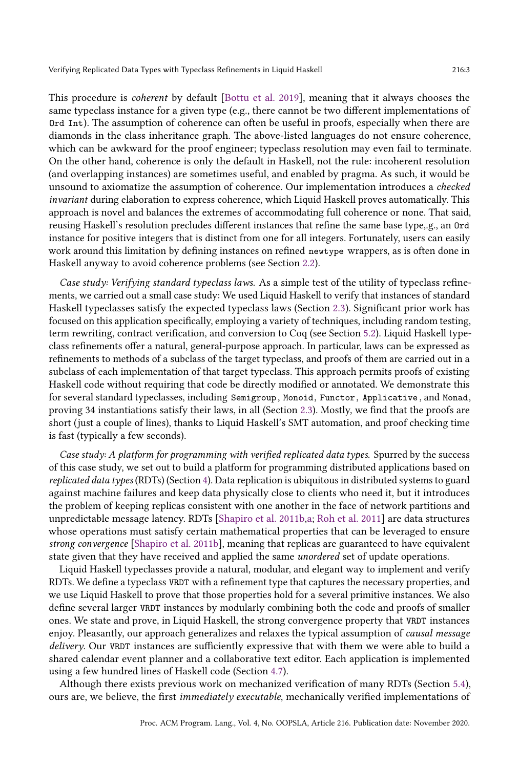This procedure is *coherent* by default [Bottu et al. 2019], meaning that it always chooses the same typeclass instance for a given type (e.g., there cannot be two different implementations of `Ord Int`). The assumption of coherence can often be useful in proofs, especially when there are diamonds in the class inheritance graph. The above-listed languages do not ensure coherence, which can be awkward for the proof engineer; typeclass resolution may even fail to terminate. On the other hand, coherence is only the default in Haskell, not the rule: incoherent resolution (and overlapping instances) are sometimes useful, and enabled by pragma. As such, it would be unsound to axiomatize the assumption of coherence. Our implementation introduces a *checked invariant* during elaboration to express coherence, which Liquid Haskell proves automatically. This approach is novel and balances the extremes of accommodating full coherence or none. That said, reusing Haskell's resolution precludes different instances that refine the same base type,.g., an `Ord` instance for positive integers that is distinct from one for all integers. Fortunately, users can easily work around this limitation by defining instances on refined `newtype` wrappers, as is often done in Haskell anyway to avoid coherence problems (see Section 2.2).

*Case study: Verifying standard typeclass laws.* As a simple test of the utility of typeclass refinements, we carried out a small case study: We used Liquid Haskell to verify that instances of standard Haskell typeclasses satisfy the expected typeclass laws (Section 2.3). Significant prior work has focused on this application specifically, employing a variety of techniques, including random testing, term rewriting, contract verification, and conversion to Coq (see Section 5.2). Liquid Haskell typeclass refinements offer a natural, general-purpose approach. In particular, laws can be expressed as refinements to methods of a subclass of the target typeclass, and proofs of them are carried out in a subclass of each implementation of that target typeclass. This approach permits proofs of existing Haskell code without requiring that code be directly modified or annotated. We demonstrate this for several standard typeclasses, including `Semigroup`, `Monoid`, `Functor`, `Applicative`, and `Monad`, proving 34 instantiations satisfy their laws, in all (Section 2.3). Mostly, we find that the proofs are short (just a couple of lines), thanks to Liquid Haskell's SMT automation, and proof checking time is fast (typically a few seconds).

*Case study: A platform for programming with verified replicated data types.* Spurred by the success of this case study, we set out to build a platform for programming distributed applications based on *replicated data types* (RDTs) (Section 4). Data replication is ubiquitous in distributed systems to guard against machine failures and keep data physically close to clients who need it, but it introduces the problem of keeping replicas consistent with one another in the face of network partitions and unpredictable message latency. RDTs [Shapiro et al. 2011b,a; Roh et al. 2011] are data structures whose operations must satisfy certain mathematical properties that can be leveraged to ensure *strong convergence* [Shapiro et al. 2011b], meaning that replicas are guaranteed to have equivalent state given that they have received and applied the same *unordered* set of update operations.

Liquid Haskell typeclasses provide a natural, modular, and elegant way to implement and verify RDTs. We define a typeclass `VRDT` with a refinement type that captures the necessary properties, and we use Liquid Haskell to prove that those properties hold for a several primitive instances. We also define several larger `VRDT` instances by modularly combining both the code and proofs of smaller ones. We state and prove, in Liquid Haskell, the strong convergence property that `VRDT` instances enjoy. Pleasantly, our approach generalizes and relaxes the typical assumption of *causal message delivery*. Our `VRDT` instances are sufficiently expressive that with them we were able to build a shared calendar event planner and a collaborative text editor. Each application is implemented using a few hundred lines of Haskell code (Section 4.7).

Although there exists previous work on mechanized verification of many RDTs (Section 5.4), ours are, we believe, the first *immediately executable*, mechanically verified implementations of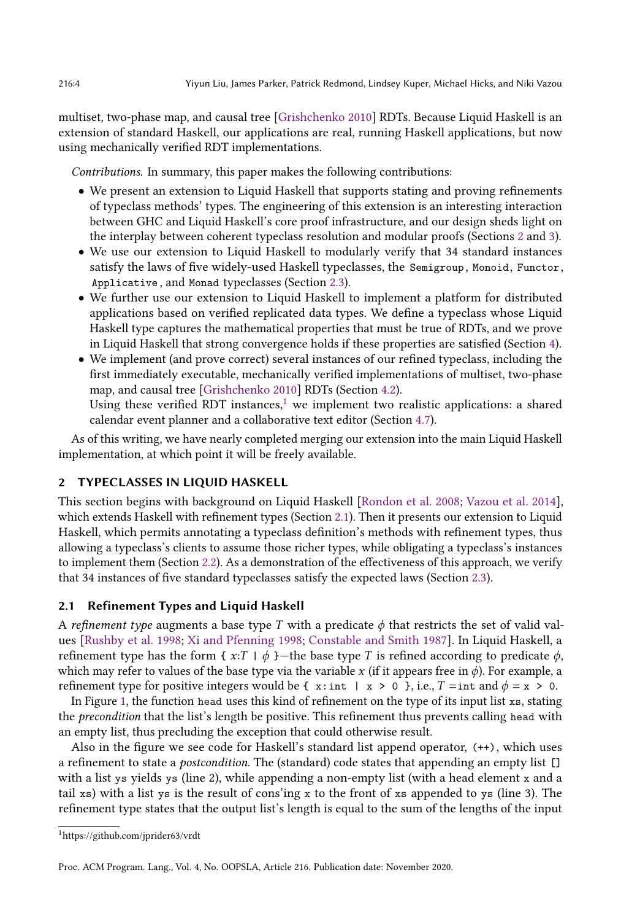multiset, two-phase map, and causal tree [Grishchenko 2010] RDTs. Because Liquid Haskell is an extension of standard Haskell, our applications are real, running Haskell applications, but now using mechanically verified RDT implementations.

*Contributions.* In summary, this paper makes the following contributions:

- We present an extension to Liquid Haskell that supports stating and proving refinements of typeclass methods' types. The engineering of this extension is an interesting interaction between GHC and Liquid Haskell's core proof infrastructure, and our design sheds light on the interplay between coherent typeclass resolution and modular proofs (Sections 2 and 3).
- We use our extension to Liquid Haskell to modularly verify that 34 standard instances satisfy the laws of five widely-used Haskell typeclasses, the `Semigroup`, `Monoid`, `Functor`, `Applicative`, and `Monad` typeclasses (Section 2.3).
- We further use our extension to Liquid Haskell to implement a platform for distributed applications based on verified replicated data types. We define a typeclass whose Liquid Haskell type captures the mathematical properties that must be true of RDTs, and we prove in Liquid Haskell that strong convergence holds if these properties are satisfied (Section 4).
- We implement (and prove correct) several instances of our refined typeclass, including the first immediately executable, mechanically verified implementations of multiset, two-phase map, and causal tree [Grishchenko 2010] RDTs (Section 4.2).
  Using these verified RDT instances,[1] we implement two realistic applications: a shared calendar event planner and a collaborative text editor (Section 4.7).

As of this writing, we have nearly completed merging our extension into the main Liquid Haskell implementation, at which point it will be freely available.

## 2 TYPECLASSES IN LIQUID HASKELL

This section begins with background on Liquid Haskell [Rondon et al. 2008; Vazou et al. 2014], which extends Haskell with refinement types (Section 2.1). Then it presents our extension to Liquid Haskell, which permits annotating a typeclass definition's methods with refinement types, thus allowing a typeclass's clients to assume those richer types, while obligating a typeclass's instances to implement them (Section 2.2). As a demonstration of the effectiveness of this approach, we verify that 34 instances of five standard typeclasses satisfy the expected laws (Section 2.3).

### 2.1 Refinement Types and Liquid Haskell

A *refinement type* augments a base type $T$ with a predicate $\phi$ that restricts the set of valid values [Rushby et al. 1998; Xi and Pfenning 1998; Constable and Smith 1987]. In Liquid Haskell, a refinement type has the form `{` $x$:$T$ `|` $\phi$ `}`—the base type $T$ is refined according to predicate $\phi$, which may refer to values of the base type via the variable $x$ (if it appears free in $\phi$). For example, a refinement type for positive integers would be `{ x:int | x > 0 }`, i.e., $T$ =`int` and $\phi$ = `x > 0`.

In Figure 1, the function `head` uses this kind of refinement on the type of its input list `xs`, stating the *precondition* that the list's length be positive. This refinement thus prevents calling `head` with an empty list, thus precluding the exception that could otherwise result.

Also in the figure we see code for Haskell's standard list append operator, `(++)`, which uses a refinement to state a *postcondition*. The (standard) code states that appending an empty list `[]` with a list `ys` yields `ys` (line 2), while appending a non-empty list (with a head element `x` and a tail `xs`) with a list `ys` is the result of cons'ing `x` to the front of `xs` appended to `ys` (line 3). The refinement type states that the output list's length is equal to the sum of the lengths of the input

[1] https://github.com/jprider63/vrdt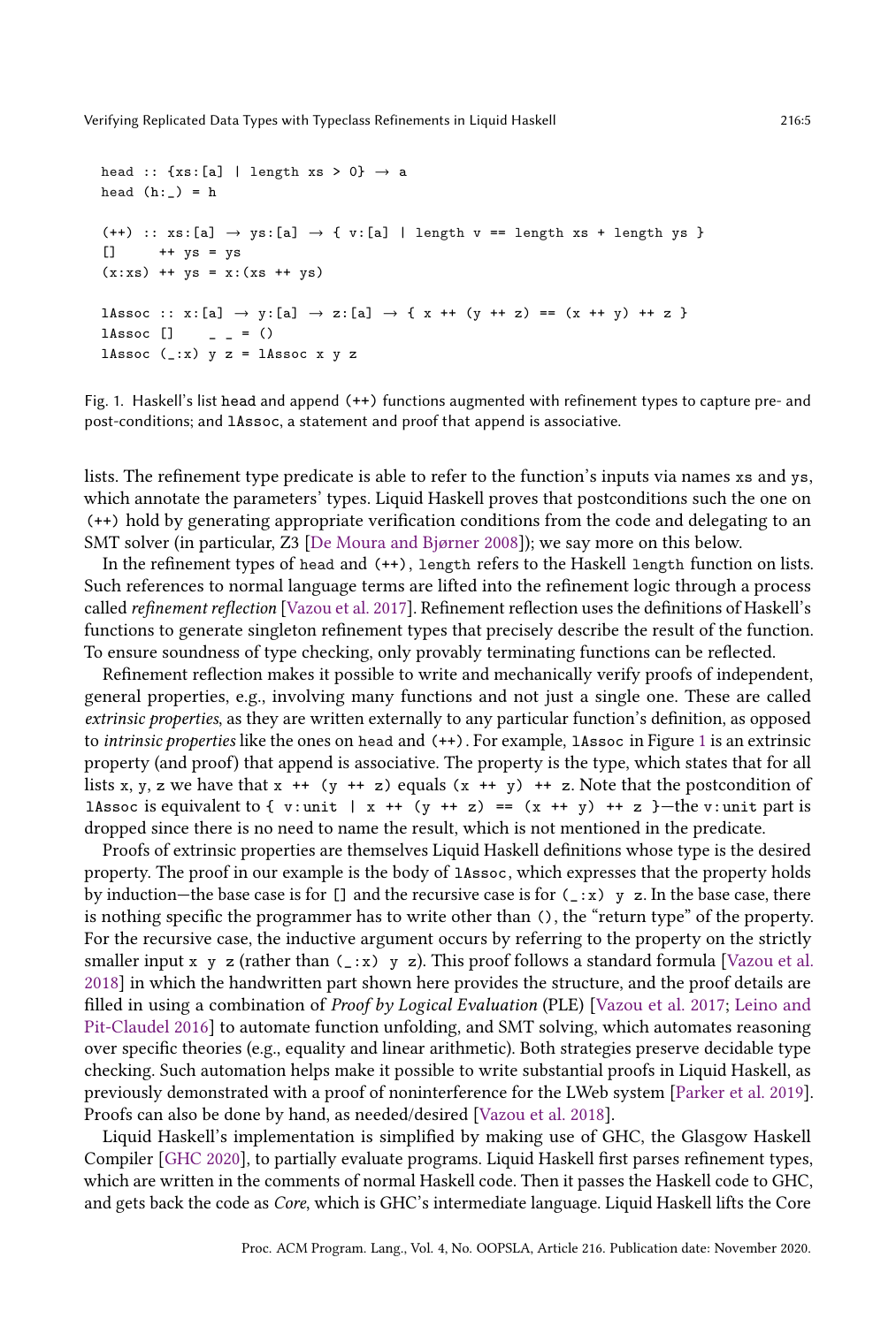```
head :: {xs:[a] | length xs > 0} → a
head (h:_) = h

(++) :: xs:[a] → ys:[a] → { v:[a] | length v == length xs + length ys }
[]     ++ ys = ys
(x:xs) ++ ys = x:(xs ++ ys)

lAssoc :: x:[a] → y:[a] → z:[a] → { x ++ (y ++ z) == (x ++ y) ++ z }
lAssoc []     _ _ = ()
lAssoc (_:x) y z = lAssoc x y z
```

Fig. 1. Haskell's list `head` and append `(++)` functions augmented with refinement types to capture pre- and post-conditions; and `lAssoc`, a statement and proof that append is associative.

lists. The refinement type predicate is able to refer to the function's inputs via names `xs` and `ys`, which annotate the parameters' types. Liquid Haskell proves that postconditions such the one on `(++)` hold by generating appropriate verification conditions from the code and delegating to an SMT solver (in particular, Z3 [De Moura and Bjørner 2008]); we say more on this below.

In the refinement types of `head` and `(++)`, `length` refers to the Haskell `length` function on lists. Such references to normal language terms are lifted into the refinement logic through a process called *refinement reflection* [Vazou et al. 2017]. Refinement reflection uses the definitions of Haskell's functions to generate singleton refinement types that precisely describe the result of the function. To ensure soundness of type checking, only provably terminating functions can be reflected.

Refinement reflection makes it possible to write and mechanically verify proofs of independent, general properties, e.g., involving many functions and not just a single one. These are called *extrinsic properties*, as they are written externally to any particular function's definition, as opposed to *intrinsic properties* like the ones on `head` and `(++)`. For example, `lAssoc` in Figure 1 is an extrinsic property (and proof) that append is associative. The property is the type, which states that for all lists `x`, `y`, `z` we have that `x ++ (y ++ z)` equals `(x ++ y) ++ z`. Note that the postcondition of `lAssoc` is equivalent to `{ v:unit | x ++ (y ++ z) == (x ++ y) ++ z }`—the `v:unit` part is dropped since there is no need to name the result, which is not mentioned in the predicate.

Proofs of extrinsic properties are themselves Liquid Haskell definitions whose type is the desired property. The proof in our example is the body of `lAssoc`, which expresses that the property holds by induction—the base case is for `[]` and the recursive case is for `(_:x) y z`. In the base case, there is nothing specific the programmer has to write other than `()`, the "return type" of the property. For the recursive case, the inductive argument occurs by referring to the property on the strictly smaller input `x y z` (rather than `(_:x) y z`). This proof follows a standard formula [Vazou et al. 2018] in which the handwritten part shown here provides the structure, and the proof details are filled in using a combination of *Proof by Logical Evaluation* (PLE) [Vazou et al. 2017; Leino and Pit-Claudel 2016] to automate function unfolding, and SMT solving, which automates reasoning over specific theories (e.g., equality and linear arithmetic). Both strategies preserve decidable type checking. Such automation helps make it possible to write substantial proofs in Liquid Haskell, as previously demonstrated with a proof of noninterference for the LWeb system [Parker et al. 2019]. Proofs can also be done by hand, as needed/desired [Vazou et al. 2018].

Liquid Haskell's implementation is simplified by making use of GHC, the Glasgow Haskell Compiler [GHC 2020], to partially evaluate programs. Liquid Haskell first parses refinement types, which are written in the comments of normal Haskell code. Then it passes the Haskell code to GHC, and gets back the code as *Core*, which is GHC's intermediate language. Liquid Haskell lifts the Core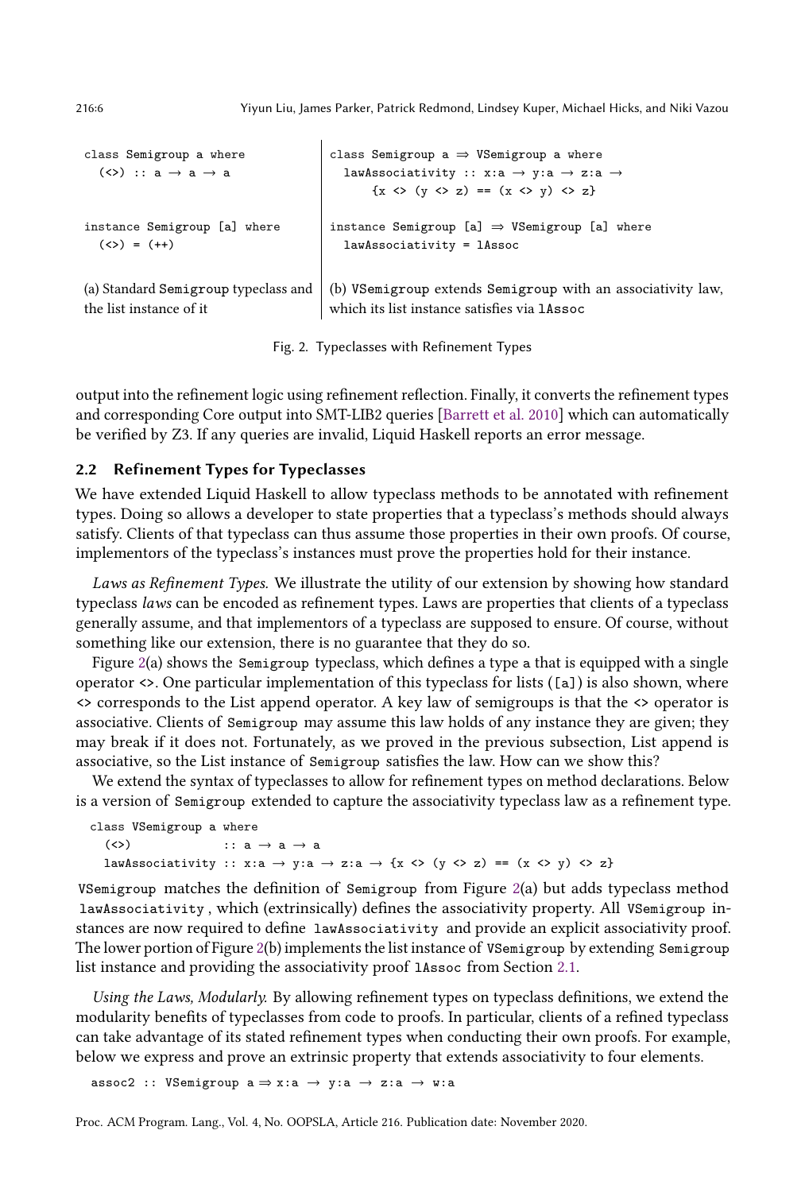```haskell
class Semigroup a where
  (<>) :: a → a → a


instance Semigroup [a] where
  (<>) = (++)
```

(a) Standard Semigroup typeclass and the list instance of it

```haskell
class Semigroup a ⇒ VSemigroup a where
  lawAssociativity :: x:a → y:a → z:a →
       {x <> (y <> z) == (x <> y) <> z}

instance Semigroup [a] ⇒ VSemigroup [a] where
  lawAssociativity = lAssoc
```

(b) VSemigroup extends Semigroup with an associativity law, which its list instance satisfies via lAssoc

Fig. 2. Typeclasses with Refinement Types

output into the refinement logic using refinement reflection. Finally, it converts the refinement types and corresponding Core output into SMT-LIB2 queries [Barrett et al. 2010] which can automatically be verified by Z3. If any queries are invalid, Liquid Haskell reports an error message.

### 2.2 Refinement Types for Typeclasses

We have extended Liquid Haskell to allow typeclass methods to be annotated with refinement types. Doing so allows a developer to state properties that a typeclass's methods should always satisfy. Clients of that typeclass can thus assume those properties in their own proofs. Of course, implementors of the typeclass's instances must prove the properties hold for their instance.

*Laws as Refinement Types.* We illustrate the utility of our extension by showing how standard typeclass *laws* can be encoded as refinement types. Laws are properties that clients of a typeclass generally assume, and that implementors of a typeclass are supposed to ensure. Of course, without something like our extension, there is no guarantee that they do so.

Figure 2(a) shows the Semigroup typeclass, which defines a type a that is equipped with a single operator <>. One particular implementation of this typeclass for lists ([a]) is also shown, where <> corresponds to the List append operator. A key law of semigroups is that the <> operator is associative. Clients of Semigroup may assume this law holds of any instance they are given; they may break if it does not. Fortunately, as we proved in the previous subsection, List append is associative, so the List instance of Semigroup satisfies the law. How can we show this?

We extend the syntax of typeclasses to allow for refinement types on method declarations. Below is a version of Semigroup extended to capture the associativity typeclass law as a refinement type.

```haskell
class VSemigroup a where
  (<>)             :: a → a → a
  lawAssociativity :: x:a → y:a → z:a → {x <> (y <> z) == (x <> y) <> z}
```

VSemigroup matches the definition of Semigroup from Figure 2(a) but adds typeclass method lawAssociativity, which (extrinsically) defines the associativity property. All VSemigroup instances are now required to define lawAssociativity and provide an explicit associativity proof. The lower portion of Figure 2(b) implements the list instance of VSemigroup by extending Semigroup list instance and providing the associativity proof lAssoc from Section 2.1.

*Using the Laws, Modularly.* By allowing refinement types on typeclass definitions, we extend the modularity benefits of typeclasses from code to proofs. In particular, clients of a refined typeclass can take advantage of its stated refinement types when conducting their own proofs. For example, below we express and prove an extrinsic property that extends associativity to four elements.

```haskell
assoc2 :: VSemigroup a ⇒ x:a → y:a → z:a → w:a
```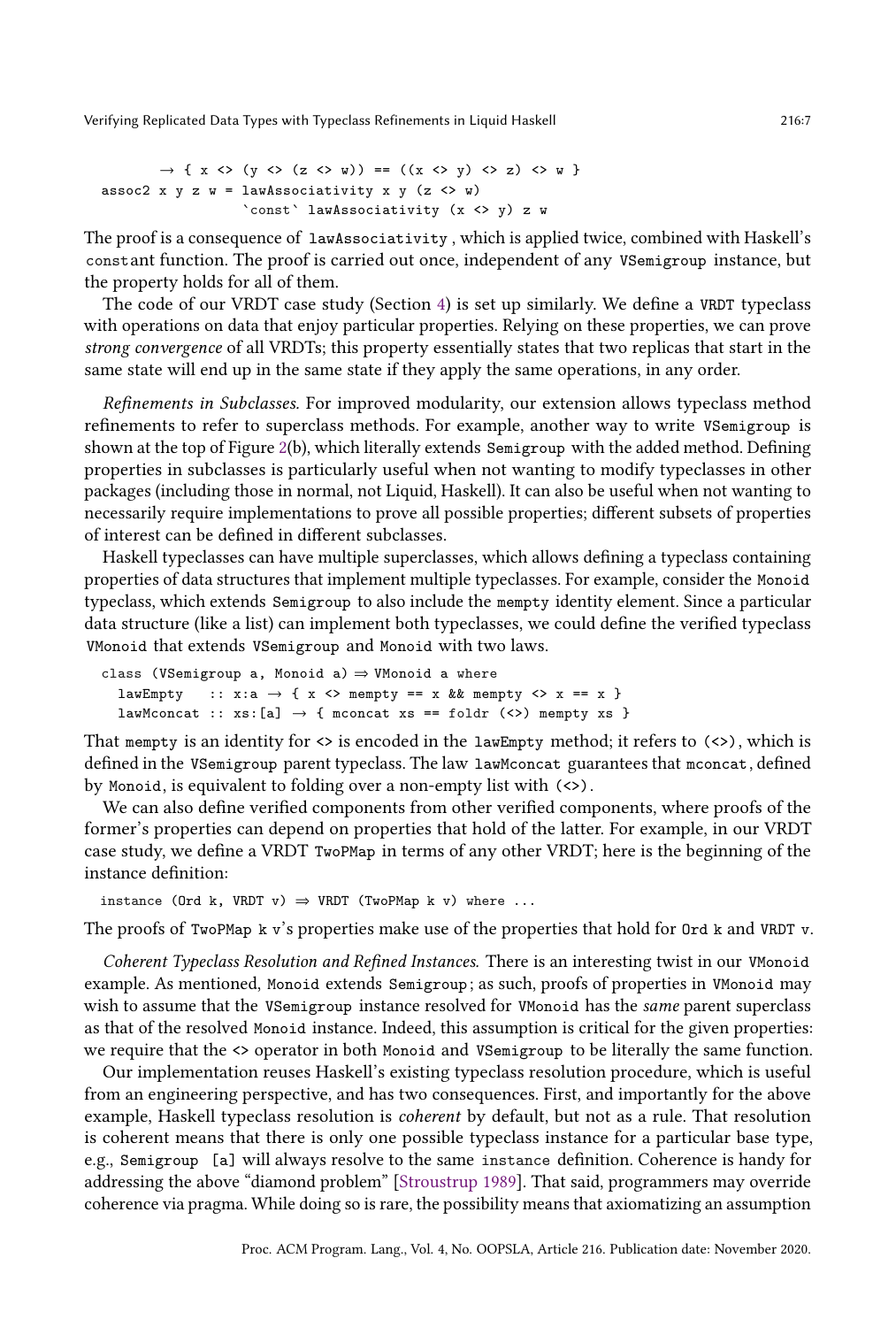```
    → { x <> (y <> (z <> w)) == ((x <> y) <> z) <> w }
assoc2 x y z w = lawAssociativity x y (z <> w)
                 `const` lawAssociativity (x <> y) z w
```

The proof is a consequence of `lawAssociativity`, which is applied twice, combined with Haskell's `const`ant function. The proof is carried out once, independent of any `VSemigroup` instance, but the property holds for all of them.

The code of our VRDT case study (Section 4) is set up similarly. We define a `VRDT` typeclass with operations on data that enjoy particular properties. Relying on these properties, we can prove *strong convergence* of all VRDTs; this property essentially states that two replicas that start in the same state will end up in the same state if they apply the same operations, in any order.

*Refinements in Subclasses.* For improved modularity, our extension allows typeclass method refinements to refer to superclass methods. For example, another way to write `VSemigroup` is shown at the top of Figure 2(b), which literally extends `Semigroup` with the added method. Defining properties in subclasses is particularly useful when not wanting to modify typeclasses in other packages (including those in normal, not Liquid, Haskell). It can also be useful when not wanting to necessarily require implementations to prove all possible properties; different subsets of properties of interest can be defined in different subclasses.

Haskell typeclasses can have multiple superclasses, which allows defining a typeclass containing properties of data structures that implement multiple typeclasses. For example, consider the `Monoid` typeclass, which extends `Semigroup` to also include the `mempty` identity element. Since a particular data structure (like a list) can implement both typeclasses, we could define the verified typeclass `VMonoid` that extends `VSemigroup` and `Monoid` with two laws.

```
class (VSemigroup a, Monoid a) ⇒ VMonoid a where
  lawEmpty   :: x:a → { x <> mempty == x && mempty <> x == x }
  lawMconcat :: xs:[a] → { mconcat xs == foldr (<>) mempty xs }
```

That `mempty` is an identity for `<>` is encoded in the `lawEmpty` method; it refers to `(<>)`, which is defined in the `VSemigroup` parent typeclass. The law `lawMconcat` guarantees that `mconcat`, defined by `Monoid`, is equivalent to folding over a non-empty list with `(<>)`.

We can also define verified components from other verified components, where proofs of the former's properties can depend on properties that hold of the latter. For example, in our VRDT case study, we define a VRDT `TwoPMap` in terms of any other VRDT; here is the beginning of the instance definition:

```
instance (Ord k, VRDT v) ⇒ VRDT (TwoPMap k v) where ...
```

The proofs of `TwoPMap k v`'s properties make use of the properties that hold for `Ord k` and `VRDT v`.

*Coherent Typeclass Resolution and Refined Instances.* There is an interesting twist in our `VMonoid` example. As mentioned, `Monoid` extends `Semigroup`; as such, proofs of properties in `VMonoid` may wish to assume that the `VSemigroup` instance resolved for `VMonoid` has the *same* parent superclass as that of the resolved `Monoid` instance. Indeed, this assumption is critical for the given properties: we require that the `<>` operator in both `Monoid` and `VSemigroup` to be literally the same function.

Our implementation reuses Haskell's existing typeclass resolution procedure, which is useful from an engineering perspective, and has two consequences. First, and importantly for the above example, Haskell typeclass resolution is *coherent* by default, but not as a rule. That resolution is coherent means that there is only one possible typeclass instance for a particular base type, e.g., `Semigroup [a]` will always resolve to the same `instance` definition. Coherence is handy for addressing the above "diamond problem" [Stroustrup 1989]. That said, programmers may override coherence via pragma. While doing so is rare, the possibility means that axiomatizing an assumption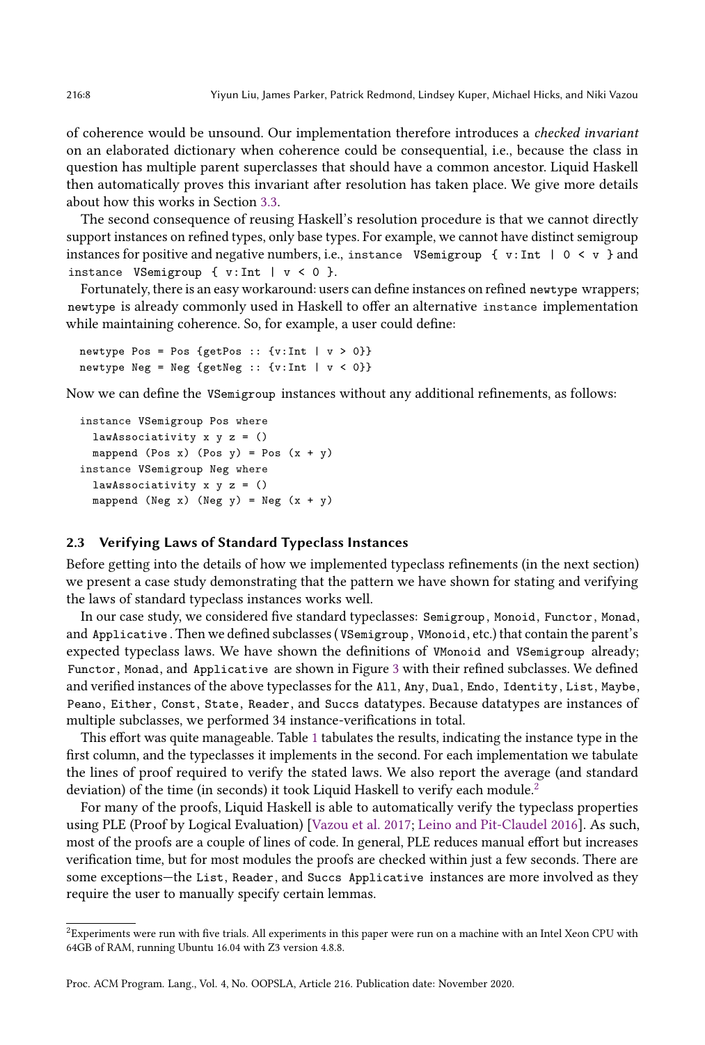of coherence would be unsound. Our implementation therefore introduces a *checked invariant* on an elaborated dictionary when coherence could be consequential, i.e., because the class in question has multiple parent superclasses that should have a common ancestor. Liquid Haskell then automatically proves this invariant after resolution has taken place. We give more details about how this works in Section 3.3.

The second consequence of reusing Haskell's resolution procedure is that we cannot directly support instances on refined types, only base types. For example, we cannot have distinct semigroup instances for positive and negative numbers, i.e., `instance VSemigroup { v:Int | 0 < v }` and `instance VSemigroup { v:Int | v < 0 }`.

Fortunately, there is an easy workaround: users can define instances on refined `newtype` wrappers; `newtype` is already commonly used in Haskell to offer an alternative `instance` implementation while maintaining coherence. So, for example, a user could define:

```
newtype Pos = Pos {getPos :: {v:Int | v > 0}}
newtype Neg = Neg {getNeg :: {v:Int | v < 0}}
```

Now we can define the `VSemigroup` instances without any additional refinements, as follows:

```
instance VSemigroup Pos where
  lawAssociativity x y z = ()
  mappend (Pos x) (Pos y) = Pos (x + y)
instance VSemigroup Neg where
  lawAssociativity x y z = ()
  mappend (Neg x) (Neg y) = Neg (x + y)
```

### 2.3 Verifying Laws of Standard Typeclass Instances

Before getting into the details of how we implemented typeclass refinements (in the next section) we present a case study demonstrating that the pattern we have shown for stating and verifying the laws of standard typeclass instances works well.

In our case study, we considered five standard typeclasses: `Semigroup`, `Monoid`, `Functor`, `Monad`, and `Applicative`. Then we defined subclasses (`VSemigroup`, `VMonoid`, etc.) that contain the parent's expected typeclass laws. We have shown the definitions of `VMonoid` and `VSemigroup` already; `Functor`, `Monad`, and `Applicative` are shown in Figure 3 with their refined subclasses. We defined and verified instances of the above typeclasses for the `All`, `Any`, `Dual`, `Endo`, `Identity`, `List`, `Maybe`, `Peano`, `Either`, `Const`, `State`, `Reader`, and `Succs` datatypes. Because datatypes are instances of multiple subclasses, we performed 34 instance-verifications in total.

This effort was quite manageable. Table 1 tabulates the results, indicating the instance type in the first column, and the typeclasses it implements in the second. For each implementation we tabulate the lines of proof required to verify the stated laws. We also report the average (and standard deviation) of the time (in seconds) it took Liquid Haskell to verify each module.[2]

For many of the proofs, Liquid Haskell is able to automatically verify the typeclass properties using PLE (Proof by Logical Evaluation) [Vazou et al. 2017; Leino and Pit-Claudel 2016]. As such, most of the proofs are a couple of lines of code. In general, PLE reduces manual effort but increases verification time, but for most modules the proofs are checked within just a few seconds. There are some exceptions—the `List`, `Reader`, and `Succs Applicative` instances are more involved as they require the user to manually specify certain lemmas.

---

[2] Experiments were run with five trials. All experiments in this paper were run on a machine with an Intel Xeon CPU with 64GB of RAM, running Ubuntu 16.04 with Z3 version 4.8.8.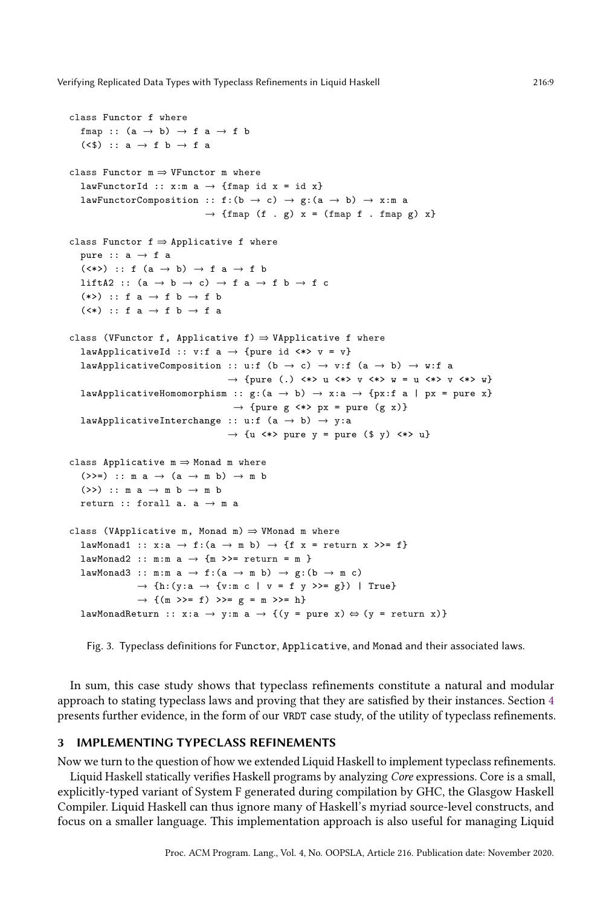```
class Functor f where
  fmap :: (a → b) → f a → f b
  (<$) :: a → f b → f a

class Functor m ⇒ VFunctor m where
  lawFunctorId :: x:m a → {fmap id x = id x}
  lawFunctorComposition :: f:(b → c) → g:(a → b) → x:m a
                        → {fmap (f . g) x = (fmap f . fmap g) x}

class Functor f ⇒ Applicative f where
  pure :: a → f a
  (<*>) :: f (a → b) → f a → f b
  liftA2 :: (a → b → c) → f a → f b → f c
  (*>) :: f a → f b → f b
  (<*) :: f a → f b → f a

class (VFunctor f, Applicative f) ⇒ VApplicative f where
  lawApplicativeId :: v:f a → {pure id <*> v = v}
  lawApplicativeComposition :: u:f (b → c) → v:f (a → b) → w:f a
                            → {pure (.) <*> u <*> v <*> w = u <*> v <*> w}
  lawApplicativeHomomorphism :: g:(a → b) → x:a → {px:f a | px = pure x}
                             → {pure g <*> px = pure (g x)}
  lawApplicativeInterchange :: u:f (a → b) → y:a
                            → {u <*> pure y = pure ($ y) <*> u}

class Applicative m ⇒ Monad m where
  (>>=) :: m a → (a → m b) → m b
  (>>) :: m a → m b → m b
  return :: forall a. a → m a

class (VApplicative m, Monad m) ⇒ VMonad m where
  lawMonad1 :: x:a → f:(a → m b) → {f x = return x >>= f}
  lawMonad2 :: m:m a → {m >>= return = m }
  lawMonad3 :: m:m a → f:(a → m b) → g:(b → m c)
            → {h:(y:a → {v:m c | v = f y >>= g}) | True}
            → {(m >>= f) >>= g = m >>= h}
  lawMonadReturn :: x:a → y:m a → {(y = pure x) ⇔ (y = return x)}
```

Fig. 3. Typeclass definitions for Functor, Applicative, and Monad and their associated laws.

In sum, this case study shows that typeclass refinements constitute a natural and modular approach to stating typeclass laws and proving that they are satisfied by their instances. Section 4 presents further evidence, in the form of our VRDT case study, of the utility of typeclass refinements.

## 3 IMPLEMENTING TYPECLASS REFINEMENTS

Now we turn to the question of how we extended Liquid Haskell to implement typeclass refinements.

Liquid Haskell statically verifies Haskell programs by analyzing *Core* expressions. Core is a small, explicitly-typed variant of System F generated during compilation by GHC, the Glasgow Haskell Compiler. Liquid Haskell can thus ignore many of Haskell's myriad source-level constructs, and focus on a smaller language. This implementation approach is also useful for managing Liquid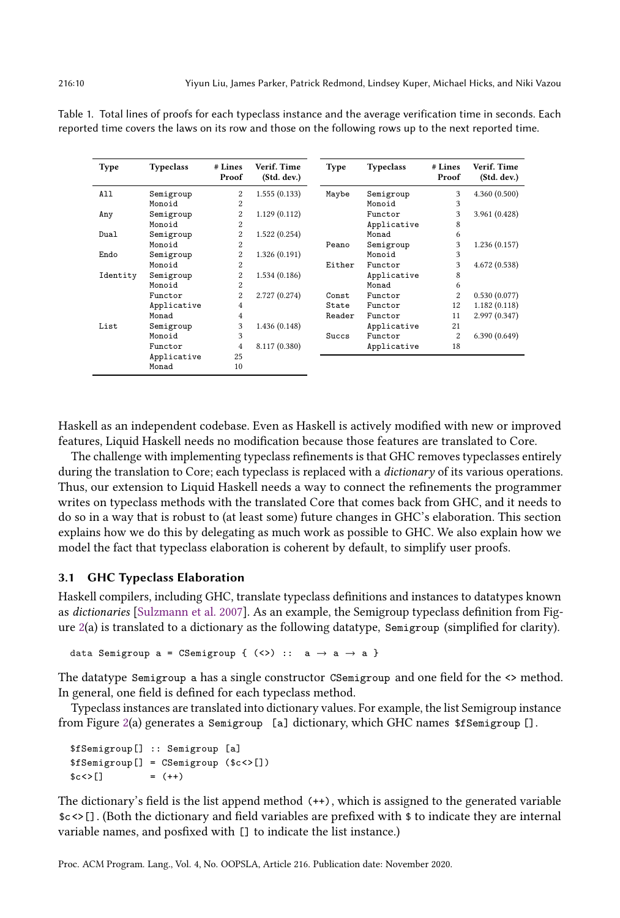Table 1. Total lines of proofs for each typeclass instance and the average verification time in seconds. Each reported time covers the laws on its row and those on the following rows up to the next reported time.

| Type | Typeclass | # Lines Proof | Verif. Time (Std. dev.) | Type | Typeclass | # Lines Proof | Verif. Time (Std. dev.) |
|---|---|---|---|---|---|---|---|
| All | Semigroup | 2 | 1.555 (0.133) | Maybe | Semigroup | 3 | 4.360 (0.500) |
| | Monoid | 2 | | | Monoid | 3 | |
| Any | Semigroup | 2 | 1.129 (0.112) | | Functor | 3 | 3.961 (0.428) |
| | Monoid | 2 | | | Applicative | 8 | |
| Dual | Semigroup | 2 | 1.522 (0.254) | | Monad | 6 | |
| | Monoid | 2 | | Peano | Semigroup | 3 | 1.236 (0.157) |
| Endo | Semigroup | 2 | 1.326 (0.191) | | Monoid | 3 | |
| | Monoid | 2 | | Either | Functor | 3 | 4.672 (0.538) |
| Identity | Semigroup | 2 | 1.534 (0.186) | | Applicative | 8 | |
| | Monoid | 2 | | | Monad | 6 | |
| | Functor | 2 | 2.727 (0.274) | Const | Functor | 2 | 0.530 (0.077) |
| | Applicative | 4 | | State | Functor | 12 | 1.182 (0.118) |
| | Monad | 4 | | Reader | Functor | 11 | 2.997 (0.347) |
| List | Semigroup | 3 | 1.436 (0.148) | | Applicative | 21 | |
| | Monoid | 3 | | Succs | Functor | 2 | 6.390 (0.649) |
| | Functor | 4 | 8.117 (0.380) | | Applicative | 18 | |
| | Applicative | 25 | | | | | |
| | Monad | 10 | | | | | |

Haskell as an independent codebase. Even as Haskell is actively modified with new or improved features, Liquid Haskell needs no modification because those features are translated to Core.

The challenge with implementing typeclass refinements is that GHC removes typeclasses entirely during the translation to Core; each typeclass is replaced with a *dictionary* of its various operations. Thus, our extension to Liquid Haskell needs a way to connect the refinements the programmer writes on typeclass methods with the translated Core that comes back from GHC, and it needs to do so in a way that is robust to (at least some) future changes in GHC's elaboration. This section explains how we do this by delegating as much work as possible to GHC. We also explain how we model the fact that typeclass elaboration is coherent by default, to simplify user proofs.

### 3.1 GHC Typeclass Elaboration

Haskell compilers, including GHC, translate typeclass definitions and instances to datatypes known as *dictionaries* [Sulzmann et al. 2007]. As an example, the Semigroup typeclass definition from Figure 2(a) is translated to a dictionary as the following datatype, `Semigroup` (simplified for clarity).

```
data Semigroup a = CSemigroup { (<>) ::  a → a → a }
```

The datatype `Semigroup a` has a single constructor `CSemigroup` and one field for the `<>` method. In general, one field is defined for each typeclass method.

Typeclass instances are translated into dictionary values. For example, the list Semigroup instance from Figure 2(a) generates a `Semigroup [a]` dictionary, which GHC names `$fSemigroup[]`.

```
$fSemigroup[] :: Semigroup [a]
$fSemigroup[] = CSemigroup ($c<>[])
$c<>[]         = (++)
```

The dictionary's field is the list append method `(++)`, which is assigned to the generated variable `$c<>[]`. (Both the dictionary and field variables are prefixed with `$` to indicate they are internal variable names, and posfixed with `[]` to indicate the list instance.)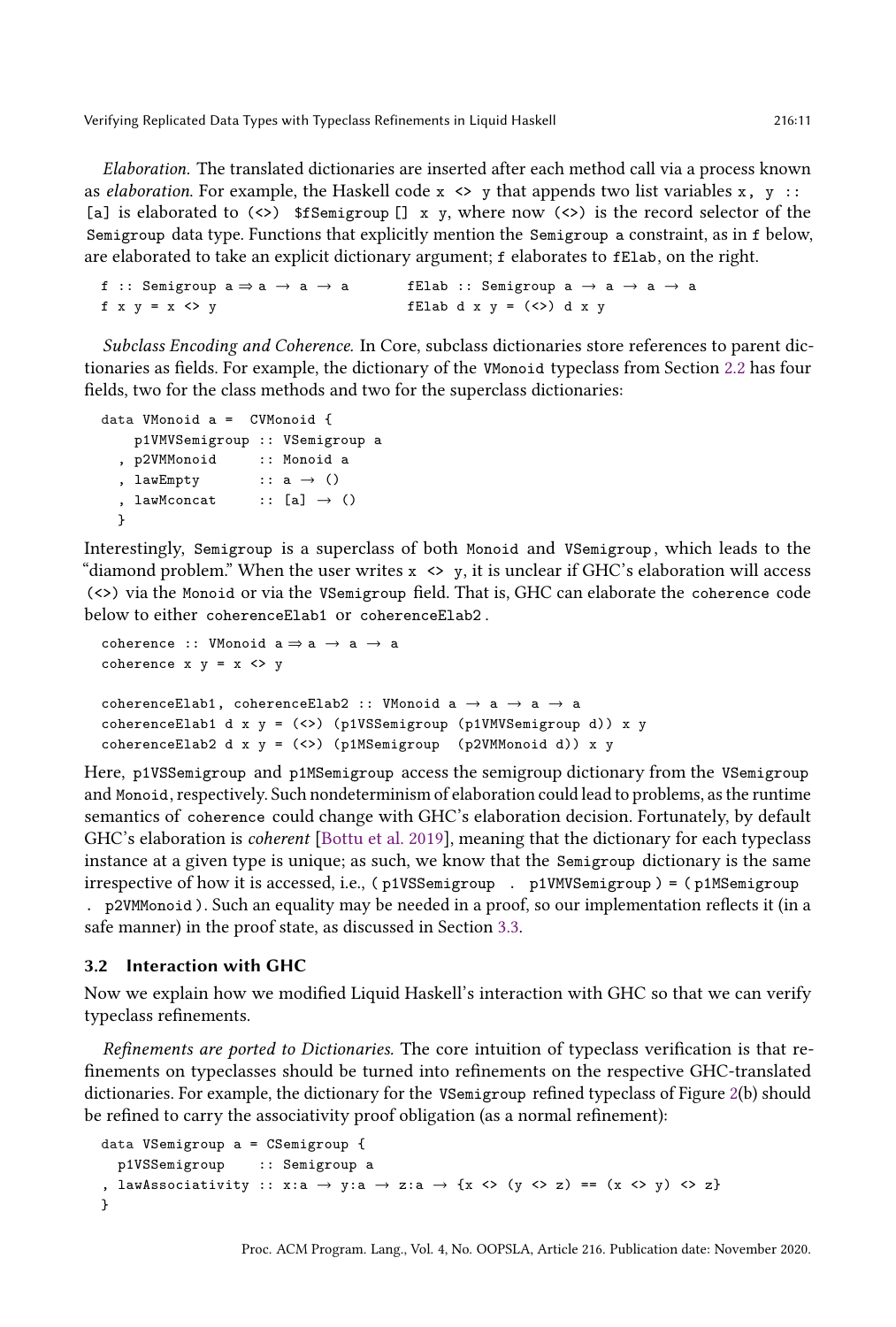*Elaboration.* The translated dictionaries are inserted after each method call via a process known as *elaboration*. For example, the Haskell code `x <> y` that appends two list variables `x, y :: [a]` is elaborated to `(<>) $fSemigroup [] x y`, where now `(<>)` is the record selector of the `Semigroup` data type. Functions that explicitly mention the `Semigroup a` constraint, as in `f` below, are elaborated to take an explicit dictionary argument; `f` elaborates to `fElab`, on the right.

```
f :: Semigroup a ⇒ a → a → a        fElab :: Semigroup a → a → a → a
f x y = x <> y                      fElab d x y = (<>) d x y
```

*Subclass Encoding and Coherence.* In Core, subclass dictionaries store references to parent dictionaries as fields. For example, the dictionary of the `VMonoid` typeclass from Section 2.2 has four fields, two for the class methods and two for the superclass dictionaries:

```
data VMonoid a =  CVMonoid {
    p1VMVSemigroup :: VSemigroup a
  , p2VMMonoid     :: Monoid a
  , lawEmpty       :: a → ()
  , lawMconcat     :: [a] → ()
  }
```

Interestingly, `Semigroup` is a superclass of both `Monoid` and `VSemigroup`, which leads to the "diamond problem." When the user writes `x <> y`, it is unclear if GHC's elaboration will access `(<>)` via the `Monoid` or via the `VSemigroup` field. That is, GHC can elaborate the `coherence` code below to either `coherenceElab1` or `coherenceElab2`.

```
coherence :: VMonoid a ⇒ a → a → a
coherence x y = x <> y

coherenceElab1, coherenceElab2 :: VMonoid a → a → a → a
coherenceElab1 d x y = (<>) (p1VSSemigroup (p1VMVSemigroup d)) x y
coherenceElab2 d x y = (<>) (p1MSemigroup  (p2VMMonoid d)) x y
```

Here, `p1VSSemigroup` and `p1MSemigroup` access the semigroup dictionary from the `VSemigroup` and `Monoid`, respectively. Such nondeterminism of elaboration could lead to problems, as the runtime semantics of `coherence` could change with GHC's elaboration decision. Fortunately, by default GHC's elaboration is *coherent* [Bottu et al. 2019], meaning that the dictionary for each typeclass instance at a given type is unique; as such, we know that the `Semigroup` dictionary is the same irrespective of how it is accessed, i.e., `(p1VSSemigroup . p1VMVSemigroup) = (p1MSemigroup . p2VMMonoid)`. Such an equality may be needed in a proof, so our implementation reflects it (in a safe manner) in the proof state, as discussed in Section 3.3.

### 3.2 Interaction with GHC

Now we explain how we modified Liquid Haskell's interaction with GHC so that we can verify typeclass refinements.

*Refinements are ported to Dictionaries.* The core intuition of typeclass verification is that refinements on typeclasses should be turned into refinements on the respective GHC-translated dictionaries. For example, the dictionary for the `VSemigroup` refined typeclass of Figure 2(b) should be refined to carry the associativity proof obligation (as a normal refinement):

```
data VSemigroup a = CSemigroup {
  p1VSSemigroup    :: Semigroup a
, lawAssociativity :: x:a → y:a → z:a → {x <> (y <> z) == (x <> y) <> z}
}
```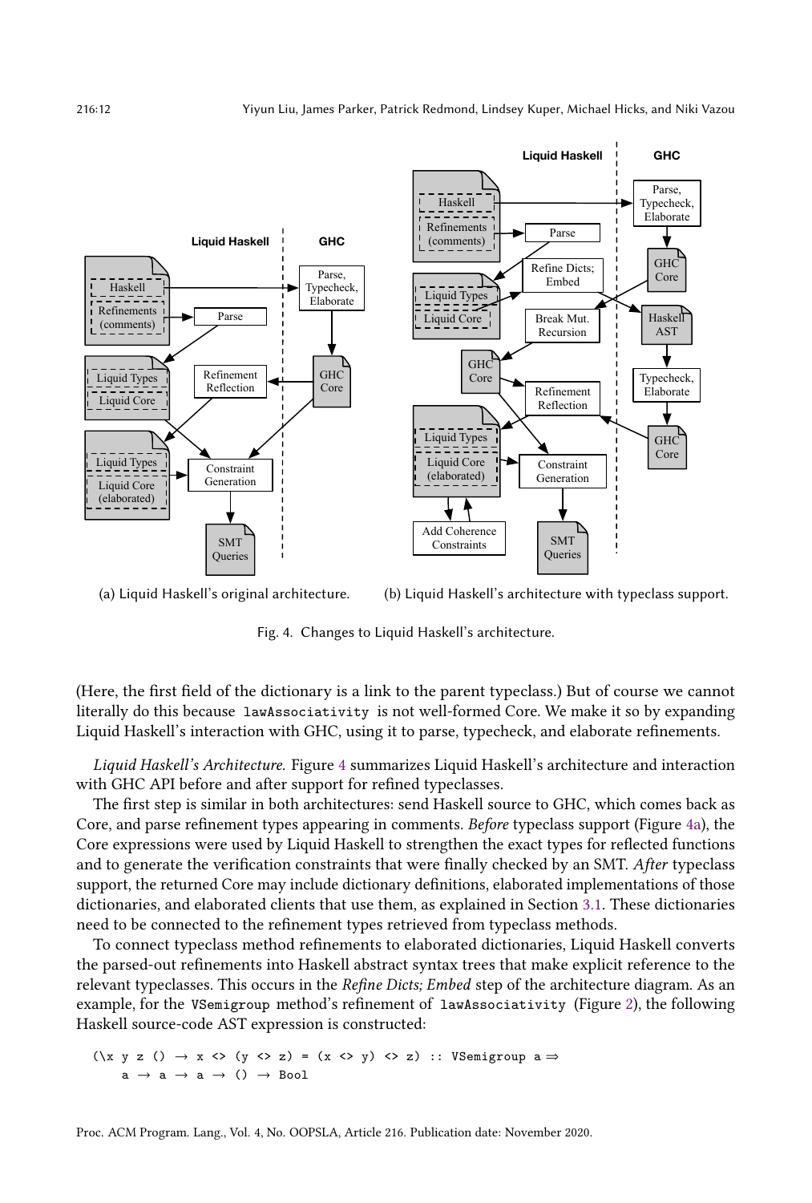(a) Liquid Haskell's original architecture.

(b) Liquid Haskell's architecture with typeclass support.

Fig. 4. Changes to Liquid Haskell's architecture.

(Here, the first field of the dictionary is a link to the parent typeclass.) But of course we cannot literally do this because `lawAssociativity` is not well-formed Core. We make it so by expanding Liquid Haskell's interaction with GHC, using it to parse, typecheck, and elaborate refinements.

*Liquid Haskell's Architecture.* Figure 4 summarizes Liquid Haskell's architecture and interaction with GHC API before and after support for refined typeclasses.

The first step is similar in both architectures: send Haskell source to GHC, which comes back as Core, and parse refinement types appearing in comments. *Before* typeclass support (Figure 4a), the Core expressions were used by Liquid Haskell to strengthen the exact types for reflected functions and to generate the verification constraints that were finally checked by an SMT. *After* typeclass support, the returned Core may include dictionary definitions, elaborated implementations of those dictionaries, and elaborated clients that use them, as explained in Section 3.1. These dictionaries need to be connected to the refinement types retrieved from typeclass methods.

To connect typeclass method refinements to elaborated dictionaries, Liquid Haskell converts the parsed-out refinements into Haskell abstract syntax trees that make explicit reference to the relevant typeclasses. This occurs in the *Refine Dicts; Embed* step of the architecture diagram. As an example, for the `VSemigroup` method's refinement of `lawAssociativity` (Figure 2), the following Haskell source-code AST expression is constructed:

```
(\x y z () → x <> (y <> z) = (x <> y) <> z) :: VSemigroup a ⇒
    a → a → a → () → Bool
```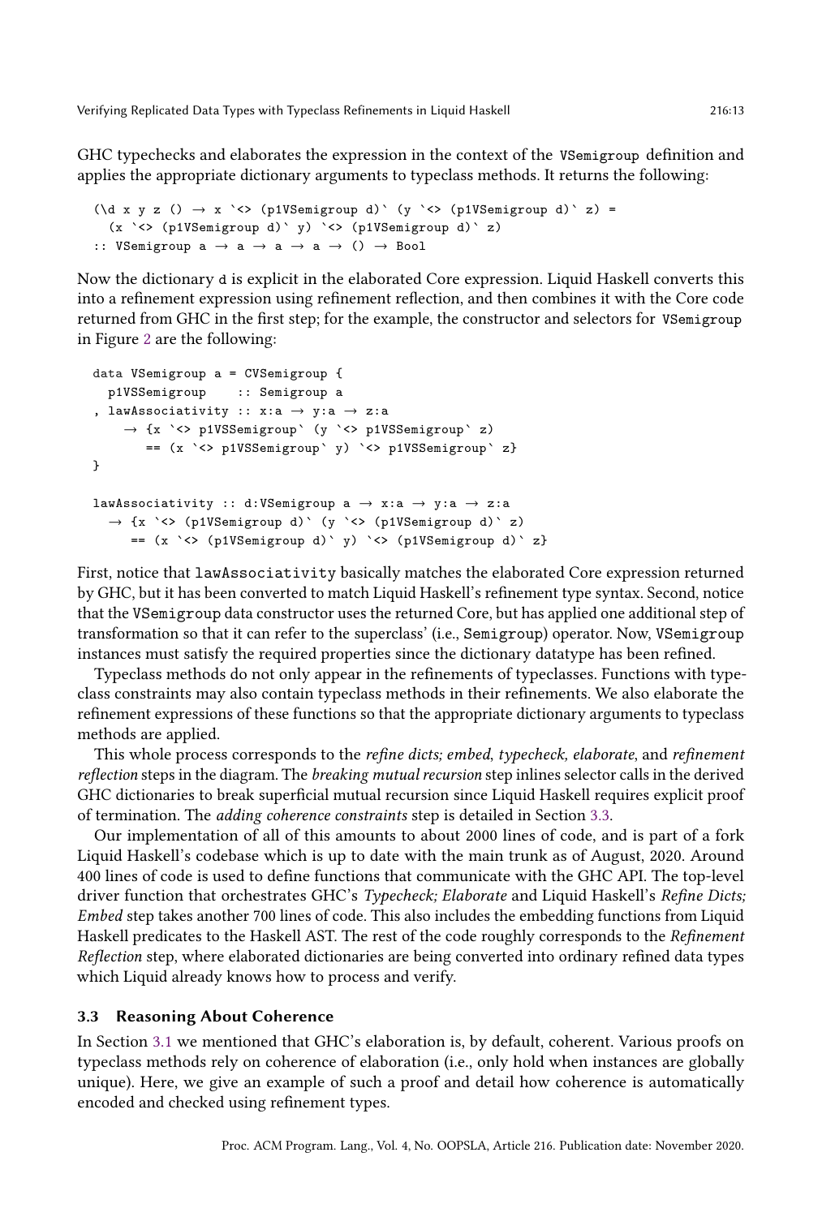GHC typechecks and elaborates the expression in the context of the VSemigroup definition and applies the appropriate dictionary arguments to typeclass methods. It returns the following:

```
(\d x y z () → x `<> (p1VSemigroup d)` (y `<> (p1VSemigroup d)` z) =
  (x `<> (p1VSemigroup d)` y) `<> (p1VSemigroup d)` z)
:: VSemigroup a → a → a → a → () → Bool
```

Now the dictionary d is explicit in the elaborated Core expression. Liquid Haskell converts this into a refinement expression using refinement reflection, and then combines it with the Core code returned from GHC in the first step; for the example, the constructor and selectors for VSemigroup in Figure 2 are the following:

```
data VSemigroup a = CVSemigroup {
  p1VSSemigroup    :: Semigroup a
, lawAssociativity :: x:a → y:a → z:a
    → {x `<> p1VSSemigroup` (y `<> p1VSSemigroup` z)
       == (x `<> p1VSSemigroup` y) `<> p1VSSemigroup` z}
}

lawAssociativity :: d:VSemigroup a → x:a → y:a → z:a
  → {x `<> (p1VSemigroup d)` (y `<> (p1VSemigroup d)` z)
     == (x `<> (p1VSemigroup d)` y) `<> (p1VSemigroup d)` z}
```

First, notice that lawAssociativity basically matches the elaborated Core expression returned by GHC, but it has been converted to match Liquid Haskell's refinement type syntax. Second, notice that the VSemigroup data constructor uses the returned Core, but has applied one additional step of transformation so that it can refer to the superclass' (i.e., Semigroup) operator. Now, VSemigroup instances must satisfy the required properties since the dictionary datatype has been refined.

Typeclass methods do not only appear in the refinements of typeclasses. Functions with typeclass constraints may also contain typeclass methods in their refinements. We also elaborate the refinement expressions of these functions so that the appropriate dictionary arguments to typeclass methods are applied.

This whole process corresponds to the *refine dicts; embed, typecheck, elaborate*, and *refinement reflection* steps in the diagram. The *breaking mutual recursion* step inlines selector calls in the derived GHC dictionaries to break superficial mutual recursion since Liquid Haskell requires explicit proof of termination. The *adding coherence constraints* step is detailed in Section 3.3.

Our implementation of all of this amounts to about 2000 lines of code, and is part of a fork Liquid Haskell's codebase which is up to date with the main trunk as of August, 2020. Around 400 lines of code is used to define functions that communicate with the GHC API. The top-level driver function that orchestrates GHC's *Typecheck; Elaborate* and Liquid Haskell's *Refine Dicts; Embed* step takes another 700 lines of code. This also includes the embedding functions from Liquid Haskell predicates to the Haskell AST. The rest of the code roughly corresponds to the *Refinement Reflection* step, where elaborated dictionaries are being converted into ordinary refined data types which Liquid already knows how to process and verify.

### 3.3 Reasoning About Coherence

In Section 3.1 we mentioned that GHC's elaboration is, by default, coherent. Various proofs on typeclass methods rely on coherence of elaboration (i.e., only hold when instances are globally unique). Here, we give an example of such a proof and detail how coherence is automatically encoded and checked using refinement types.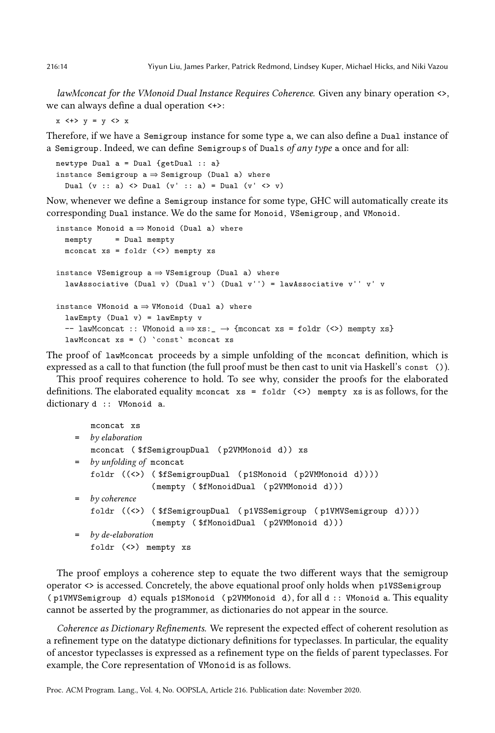*lawMconcat for the VMonoid Dual Instance Requires Coherence.* Given any binary operation `<>`, we can always define a dual operation `<+>`:

```
x <+> y = y <> x
```

Therefore, if we have a `Semigroup` instance for some type `a`, we can also define a `Dual` instance of a `Semigroup`. Indeed, we can define `Semigroup`s of `Dual`s *of any type* `a` once and for all:

```
newtype Dual a = Dual {getDual :: a}
instance Semigroup a ⇒ Semigroup (Dual a) where
  Dual (v :: a) <> Dual (v' :: a) = Dual (v' <> v)
```

Now, whenever we define a `Semigroup` instance for some type, GHC will automatically create its corresponding `Dual` instance. We do the same for `Monoid`, `VSemigroup`, and `VMonoid`.

```
instance Monoid a ⇒ Monoid (Dual a) where
  mempty     = Dual mempty
  mconcat xs = foldr (<>) mempty xs

instance VSemigroup a ⇒ VSemigroup (Dual a) where
  lawAssociative (Dual v) (Dual v') (Dual v'') = lawAssociative v'' v' v

instance VMonoid a ⇒ VMonoid (Dual a) where
  lawEmpty (Dual v) = lawEmpty v
  -- lawMconcat :: VMonoid a ⇒ xs:_ → {mconcat xs = foldr (<>) mempty xs}
  lawMconcat xs = () `const` mconcat xs
```

The proof of `lawMconcat` proceeds by a simple unfolding of the `mconcat` definition, which is expressed as a call to that function (the full proof must be then cast to unit via Haskell's `const ()`).

This proof requires coherence to hold. To see why, consider the proofs for the elaborated definitions. The elaborated equality `mconcat xs = foldr (<>) mempty xs` is as follows, for the dictionary `d :: VMonoid a`.

```
    mconcat xs
=   by elaboration
    mconcat ($fSemigroupDual (p2VMMonoid d)) xs
=   by unfolding of mconcat
    foldr ((<>) ($fSemigroupDual (p1SMonoid (p2VMMonoid d))))
              (mempty ($fMonoidDual (p2VMMonoid d)))
=   by coherence
    foldr ((<>) ($fSemigroupDual (p1VSSemigroup (p1VMVSemigroup d))))
              (mempty ($fMonoidDual (p2VMMonoid d)))
=   by de-elaboration
    foldr (<>) mempty xs
```

The proof employs a coherence step to equate the two different ways that the semigroup operator `<>` is accessed. Concretely, the above equational proof only holds when `p1VSSemigroup (p1VMVSemigroup d)` equals `p1SMonoid (p2VMMonoid d)`, for all `d :: VMonoid a`. This equality cannot be asserted by the programmer, as dictionaries do not appear in the source.

*Coherence as Dictionary Refinements.* We represent the expected effect of coherent resolution as a refinement type on the datatype dictionary definitions for typeclasses. In particular, the equality of ancestor typeclasses is expressed as a refinement type on the fields of parent typeclasses. For example, the Core representation of `VMonoid` is as follows.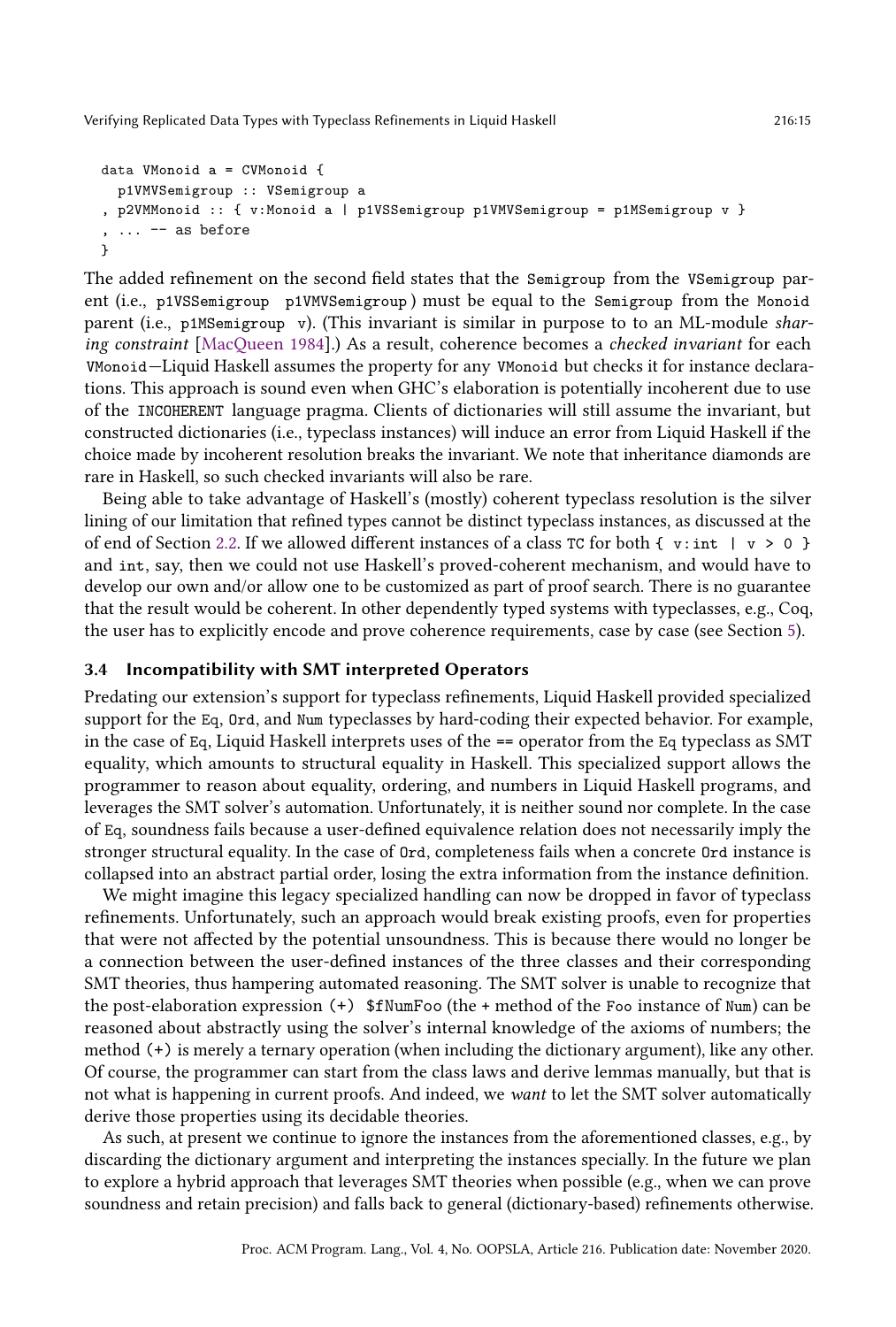```
data VMonoid a = CVMonoid {
  p1VMVSemigroup :: VSemigroup a
, p2VMMonoid :: { v:Monoid a | p1VSSemigroup p1VMVSemigroup = p1MSemigroup v }
, ... -- as before
}
```

The added refinement on the second field states that the `Semigroup` from the `VSemigroup` parent (i.e., `p1VSSemigroup p1VMVSemigroup`) must be equal to the `Semigroup` from the `Monoid` parent (i.e., `p1MSemigroup v`). (This invariant is similar in purpose to to an ML-module *sharing constraint* [MacQueen 1984].) As a result, coherence becomes a *checked invariant* for each `VMonoid`—Liquid Haskell assumes the property for any `VMonoid` but checks it for instance declarations. This approach is sound even when GHC's elaboration is potentially incoherent due to use of the `INCOHERENT` language pragma. Clients of dictionaries will still assume the invariant, but constructed dictionaries (i.e., typeclass instances) will induce an error from Liquid Haskell if the choice made by incoherent resolution breaks the invariant. We note that inheritance diamonds are rare in Haskell, so such checked invariants will also be rare.

Being able to take advantage of Haskell's (mostly) coherent typeclass resolution is the silver lining of our limitation that refined types cannot be distinct typeclass instances, as discussed at the of end of Section 2.2. If we allowed different instances of a class `TC` for both `{ v:int | v > 0 }` and `int`, say, then we could not use Haskell's proved-coherent mechanism, and would have to develop our own and/or allow one to be customized as part of proof search. There is no guarantee that the result would be coherent. In other dependently typed systems with typeclasses, e.g., Coq, the user has to explicitly encode and prove coherence requirements, case by case (see Section 5).

### 3.4 Incompatibility with SMT interpreted Operators

Predating our extension's support for typeclass refinements, Liquid Haskell provided specialized support for the `Eq`, `Ord`, and `Num` typeclasses by hard-coding their expected behavior. For example, in the case of `Eq`, Liquid Haskell interprets uses of the `==` operator from the `Eq` typeclass as SMT equality, which amounts to structural equality in Haskell. This specialized support allows the programmer to reason about equality, ordering, and numbers in Liquid Haskell programs, and leverages the SMT solver's automation. Unfortunately, it is neither sound nor complete. In the case of `Eq`, soundness fails because a user-defined equivalence relation does not necessarily imply the stronger structural equality. In the case of `Ord`, completeness fails when a concrete `Ord` instance is collapsed into an abstract partial order, losing the extra information from the instance definition.

We might imagine this legacy specialized handling can now be dropped in favor of typeclass refinements. Unfortunately, such an approach would break existing proofs, even for properties that were not affected by the potential unsoundness. This is because there would no longer be a connection between the user-defined instances of the three classes and their corresponding SMT theories, thus hampering automated reasoning. The SMT solver is unable to recognize that the post-elaboration expression `(+) $fNumFoo` (the `+` method of the `Foo` instance of `Num`) can be reasoned about abstractly using the solver's internal knowledge of the axioms of numbers; the method `(+)` is merely a ternary operation (when including the dictionary argument), like any other. Of course, the programmer can start from the class laws and derive lemmas manually, but that is not what is happening in current proofs. And indeed, we *want* to let the SMT solver automatically derive those properties using its decidable theories.

As such, at present we continue to ignore the instances from the aforementioned classes, e.g., by discarding the dictionary argument and interpreting the instances specially. In the future we plan to explore a hybrid approach that leverages SMT theories when possible (e.g., when we can prove soundness and retain precision) and falls back to general (dictionary-based) refinements otherwise.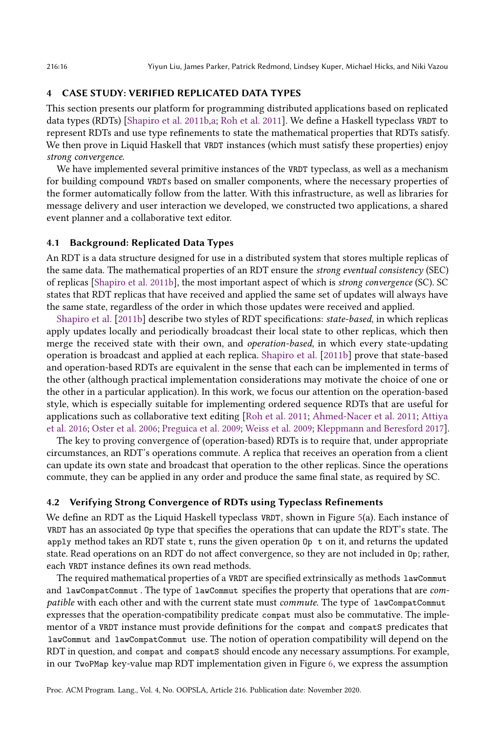## 4 CASE STUDY: VERIFIED REPLICATED DATA TYPES

This section presents our platform for programming distributed applications based on replicated data types (RDTs) [Shapiro et al. 2011b,a; Roh et al. 2011]. We define a Haskell typeclass `VRDT` to represent RDTs and use type refinements to state the mathematical properties that RDTs satisfy. We then prove in Liquid Haskell that `VRDT` instances (which must satisfy these properties) enjoy *strong convergence*.

We have implemented several primitive instances of the `VRDT` typeclass, as well as a mechanism for building compound `VRDT`s based on smaller components, where the necessary properties of the former automatically follow from the latter. With this infrastructure, as well as libraries for message delivery and user interaction we developed, we constructed two applications, a shared event planner and a collaborative text editor.

### 4.1 Background: Replicated Data Types

An RDT is a data structure designed for use in a distributed system that stores multiple replicas of the same data. The mathematical properties of an RDT ensure the *strong eventual consistency* (SEC) of replicas [Shapiro et al. 2011b], the most important aspect of which is *strong convergence* (SC). SC states that RDT replicas that have received and applied the same set of updates will always have the same state, regardless of the order in which those updates were received and applied.

Shapiro et al. [2011b] describe two styles of RDT specifications: *state-based*, in which replicas apply updates locally and periodically broadcast their local state to other replicas, which then merge the received state with their own, and *operation-based*, in which every state-updating operation is broadcast and applied at each replica. Shapiro et al. [2011b] prove that state-based and operation-based RDTs are equivalent in the sense that each can be implemented in terms of the other (although practical implementation considerations may motivate the choice of one or the other in a particular application). In this work, we focus our attention on the operation-based style, which is especially suitable for implementing ordered sequence RDTs that are useful for applications such as collaborative text editing [Roh et al. 2011; Ahmed-Nacer et al. 2011; Attiya et al. 2016; Oster et al. 2006; Preguica et al. 2009; Weiss et al. 2009; Kleppmann and Beresford 2017].

The key to proving convergence of (operation-based) RDTs is to require that, under appropriate circumstances, an RDT's operations commute. A replica that receives an operation from a client can update its own state and broadcast that operation to the other replicas. Since the operations commute, they can be applied in any order and produce the same final state, as required by SC.

### 4.2 Verifying Strong Convergence of RDTs using Typeclass Refinements

We define an RDT as the Liquid Haskell typeclass `VRDT`, shown in Figure 5(a). Each instance of `VRDT` has an associated `Op` type that specifies the operations that can update the RDT's state. The `apply` method takes an RDT state `t`, runs the given operation `Op t` on it, and returns the updated state. Read operations on an RDT do not affect convergence, so they are not included in `Op`; rather, each `VRDT` instance defines its own read methods.

The required mathematical properties of a `VRDT` are specified extrinsically as methods `lawCommut` and `lawCompatCommut`. The type of `lawCommut` specifies the property that operations that are *compatible* with each other and with the current state must *commute*. The type of `lawCompatCommut` expresses that the operation-compatibility predicate `compat` must also be commutative. The implementor of a `VRDT` instance must provide definitions for the `compat` and `compatS` predicates that `lawCommut` and `lawCompatCommut` use. The notion of operation compatibility will depend on the RDT in question, and `compat` and `compatS` should encode any necessary assumptions. For example, in our `TwoPMap` key-value map RDT implementation given in Figure 6, we express the assumption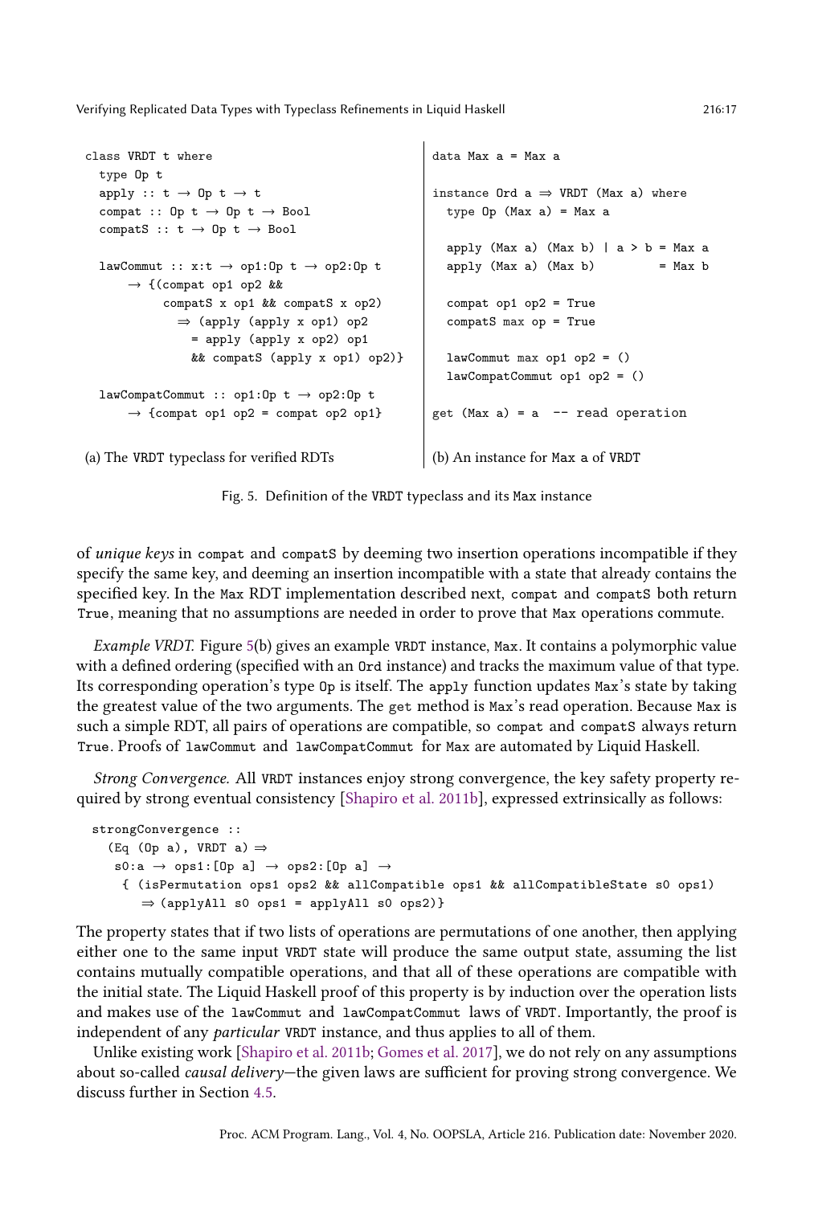```
class VRDT t where
  type Op t
  apply :: t → Op t → t
  compat :: Op t → Op t → Bool
  compatS :: t → Op t → Bool

  lawCommut :: x:t → op1:Op t → op2:Op t
      → {(compat op1 op2 &&
           compatS x op1 && compatS x op2)
             ⇒ (apply (apply x op1) op2
               = apply (apply x op2) op1
               && compatS (apply x op1) op2)}

  lawCompatCommut :: op1:Op t → op2:Op t
      → {compat op1 op2 = compat op2 op1}
```

(a) The `VRDT` typeclass for verified RDTs

```
data Max a = Max a

instance Ord a ⇒ VRDT (Max a) where
  type Op (Max a) = Max a

  apply (Max a) (Max b) | a > b = Max a
  apply (Max a) (Max b)         = Max b

  compat op1 op2 = True
  compatS max op = True

  lawCommut max op1 op2 = ()
  lawCompatCommut op1 op2 = ()

get (Max a) = a  -- read operation
```

(b) An instance for `Max a` of `VRDT`

Fig. 5. Definition of the `VRDT` typeclass and its `Max` instance

of *unique keys* in `compat` and `compatS` by deeming two insertion operations incompatible if they specify the same key, and deeming an insertion incompatible with a state that already contains the specified key. In the `Max` RDT implementation described next, `compat` and `compatS` both return `True`, meaning that no assumptions are needed in order to prove that `Max` operations commute.

*Example VRDT.* Figure 5(b) gives an example `VRDT` instance, `Max`. It contains a polymorphic value with a defined ordering (specified with an `Ord` instance) and tracks the maximum value of that type. Its corresponding operation's type `Op` is itself. The `apply` function updates `Max`'s state by taking the greatest value of the two arguments. The `get` method is `Max`'s read operation. Because `Max` is such a simple RDT, all pairs of operations are compatible, so `compat` and `compatS` always return `True`. Proofs of `lawCommut` and `lawCompatCommut` for `Max` are automated by Liquid Haskell.

*Strong Convergence.* All `VRDT` instances enjoy strong convergence, the key safety property required by strong eventual consistency [Shapiro et al. 2011b], expressed extrinsically as follows:

```
strongConvergence ::
  (Eq (Op a), VRDT a) ⇒
   s0:a → ops1:[Op a] → ops2:[Op a] →
    { (isPermutation ops1 ops2 && allCompatible ops1 && allCompatibleState s0 ops1)
       ⇒ (applyAll s0 ops1 = applyAll s0 ops2)}
```

The property states that if two lists of operations are permutations of one another, then applying either one to the same input `VRDT` state will produce the same output state, assuming the list contains mutually compatible operations, and that all of these operations are compatible with the initial state. The Liquid Haskell proof of this property is by induction over the operation lists and makes use of the `lawCommut` and `lawCompatCommut` laws of `VRDT`. Importantly, the proof is independent of any *particular* `VRDT` instance, and thus applies to all of them.

Unlike existing work [Shapiro et al. 2011b; Gomes et al. 2017], we do not rely on any assumptions about so-called *causal delivery*—the given laws are sufficient for proving strong convergence. We discuss further in Section 4.5.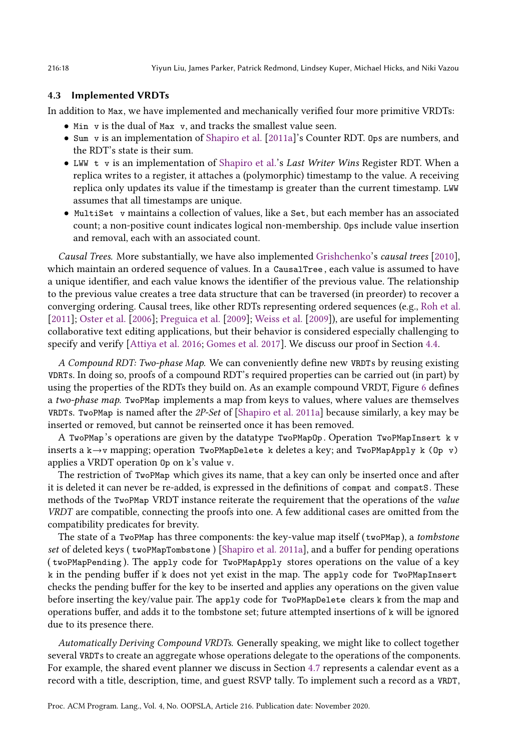### 4.3 Implemented VRDTs

In addition to `Max`, we have implemented and mechanically verified four more primitive VRDTs:

- `Min v` is the dual of `Max v`, and tracks the smallest value seen.
- `Sum v` is an implementation of Shapiro et al. [2011a]'s Counter RDT. `Op`s are numbers, and the RDT's state is their sum.
- `LWW t v` is an implementation of Shapiro et al.'s *Last Writer Wins* Register RDT. When a replica writes to a register, it attaches a (polymorphic) timestamp to the value. A receiving replica only updates its value if the timestamp is greater than the current timestamp. `LWW` assumes that all timestamps are unique.
- `MultiSet v` maintains a collection of values, like a `Set`, but each member has an associated count; a non-positive count indicates logical non-membership. `Op`s include value insertion and removal, each with an associated count.

*Causal Trees.* More substantially, we have also implemented Grishchenko's *causal trees* [2010], which maintain an ordered sequence of values. In a `CausalTree`, each value is assumed to have a unique identifier, and each value knows the identifier of the previous value. The relationship to the previous value creates a tree data structure that can be traversed (in preorder) to recover a converging ordering. Causal trees, like other RDTs representing ordered sequences (e.g., Roh et al. [2011]; Oster et al. [2006]; Preguica et al. [2009]; Weiss et al. [2009]), are useful for implementing collaborative text editing applications, but their behavior is considered especially challenging to specify and verify [Attiya et al. 2016; Gomes et al. 2017]. We discuss our proof in Section 4.4.

*A Compound RDT: Two-phase Map.* We can conveniently define new `VRDT`s by reusing existing `VDRT`s. In doing so, proofs of a compound RDT's required properties can be carried out (in part) by using the properties of the RDTs they build on. As an example compound VRDT, Figure 6 defines a *two-phase map*. `TwoPMap` implements a map from keys to values, where values are themselves `VRDT`s. `TwoPMap` is named after the *2P-Set* of [Shapiro et al. 2011a] because similarly, a key may be inserted or removed, but cannot be reinserted once it has been removed.

A `TwoPMap`'s operations are given by the datatype `TwoPMapOp`. Operation `TwoPMapInsert k v` inserts a `k`→`v` mapping; operation `TwoPMapDelete k` deletes a key; and `TwoPMapApply k (Op v)` applies a VRDT operation `Op` on `k`'s value `v`.

The restriction of `TwoPMap` which gives its name, that a key can only be inserted once and after it is deleted it can never be re-added, is expressed in the definitions of `compat` and `compatS`. These methods of the `TwoPMap` VRDT instance reiterate the requirement that the operations of the *value VRDT* are compatible, connecting the proofs into one. A few additional cases are omitted from the compatibility predicates for brevity.

The state of a `TwoPMap` has three components: the key-value map itself (`twoPMap`), a *tombstone set* of deleted keys ( `twoPMapTombstone` ) [Shapiro et al. 2011a], and a buffer for pending operations ( `twoPMapPending` ). The `apply` code for `TwoPMapApply` stores operations on the value of a key `k` in the pending buffer if `k` does not yet exist in the map. The `apply` code for `TwoPMapInsert` checks the pending buffer for the key to be inserted and applies any operations on the given value before inserting the key/value pair. The `apply` code for `TwoPMapDelete` clears `k` from the map and operations buffer, and adds it to the tombstone set; future attempted insertions of `k` will be ignored due to its presence there.

*Automatically Deriving Compound VRDTs.* Generally speaking, we might like to collect together several `VRDT`s to create an aggregate whose operations delegate to the operations of the components. For example, the shared event planner we discuss in Section 4.7 represents a calendar event as a record with a title, description, time, and guest RSVP tally. To implement such a record as a `VRDT`,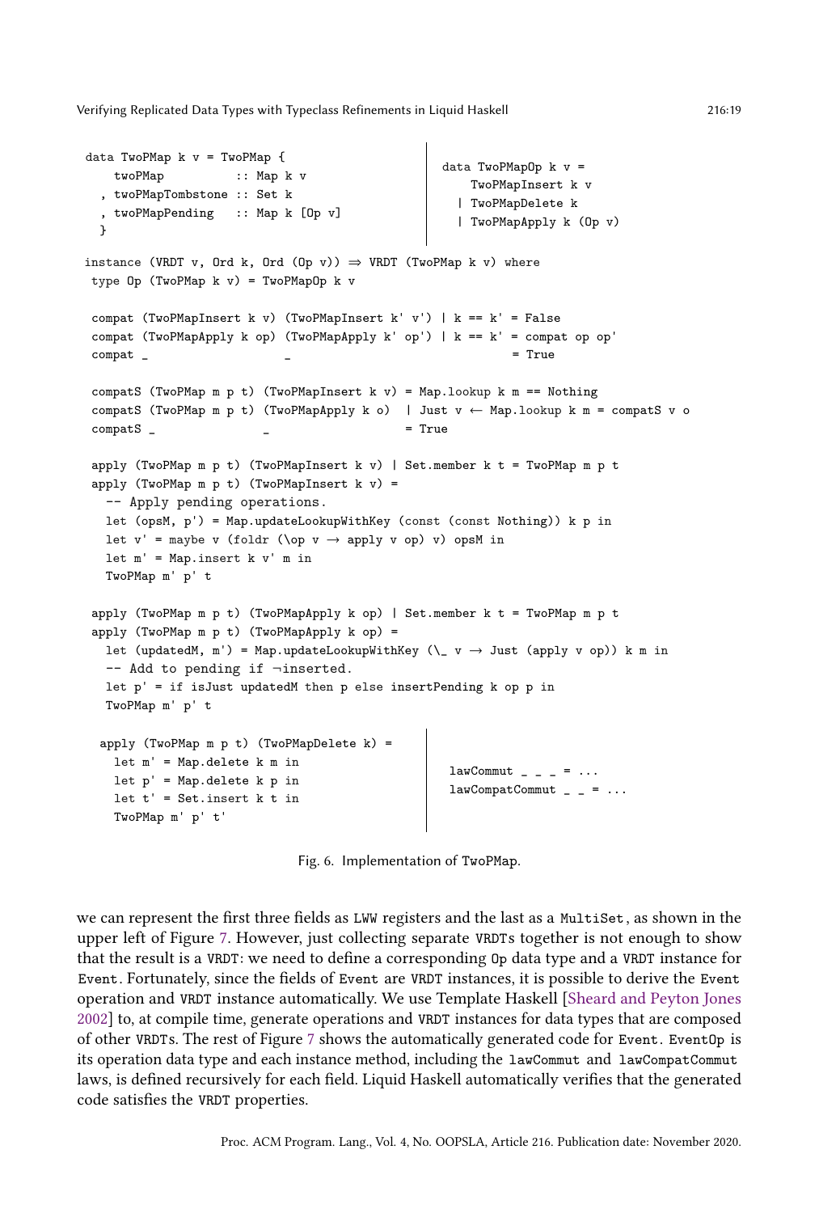```haskell
data TwoPMap k v = TwoPMap {
    twoPMap          :: Map k v
  , twoPMapTombstone :: Set k
  , twoPMapPending   :: Map k [Op v]
  }
```

```haskell
data TwoPMapOp k v =
    TwoPMapInsert k v
  | TwoPMapDelete k
  | TwoPMapApply k (Op v)
```

```haskell
instance (VRDT v, Ord k, Ord (Op v)) ⇒ VRDT (TwoPMap k v) where
 type Op (TwoPMap k v) = TwoPMapOp k v

 compat (TwoPMapInsert k v) (TwoPMapInsert k' v') | k == k' = False
 compat (TwoPMapApply k op) (TwoPMapApply k' op') | k == k' = compat op op'
 compat _                   _                               = True

 compatS (TwoPMap m p t) (TwoPMapInsert k v) = Map.lookup k m == Nothing
 compatS (TwoPMap m p t) (TwoPMapApply k o)  | Just v ← Map.lookup k m = compatS v o
 compatS _               _                   = True

 apply (TwoPMap m p t) (TwoPMapInsert k v) | Set.member k t = TwoPMap m p t
 apply (TwoPMap m p t) (TwoPMapInsert k v) =
   -- Apply pending operations.
   let (opsM, p') = Map.updateLookupWithKey (const (const Nothing)) k p in
   let v' = maybe v (foldr (\op v → apply v op) v) opsM in
   let m' = Map.insert k v' m in
   TwoPMap m' p' t

 apply (TwoPMap m p t) (TwoPMapApply k op) | Set.member k t = TwoPMap m p t
 apply (TwoPMap m p t) (TwoPMapApply k op) =
   let (updatedM, m') = Map.updateLookupWithKey (\_ v → Just (apply v op)) k m in
   -- Add to pending if ¬inserted.
   let p' = if isJust updatedM then p else insertPending k op p in
   TwoPMap m' p' t

  apply (TwoPMap m p t) (TwoPMapDelete k) =
    let m' = Map.delete k m in
    let p' = Map.delete k p in
    let t' = Set.insert k t in
    TwoPMap m' p' t'
```

```haskell
  lawCommut _ _ _ = ...
  lawCompatCommut _ _ = ...
```

Fig. 6. Implementation of TwoPMap.

we can represent the first three fields as LWW registers and the last as a MultiSet, as shown in the upper left of Figure 7. However, just collecting separate VRDTs together is not enough to show that the result is a VRDT: we need to define a corresponding Op data type and a VRDT instance for Event. Fortunately, since the fields of Event are VRDT instances, it is possible to derive the Event operation and VRDT instance automatically. We use Template Haskell [Sheard and Peyton Jones 2002] to, at compile time, generate operations and VRDT instances for data types that are composed of other VRDTs. The rest of Figure 7 shows the automatically generated code for Event. EventOp is its operation data type and each instance method, including the lawCommut and lawCompatCommut laws, is defined recursively for each field. Liquid Haskell automatically verifies that the generated code satisfies the VRDT properties.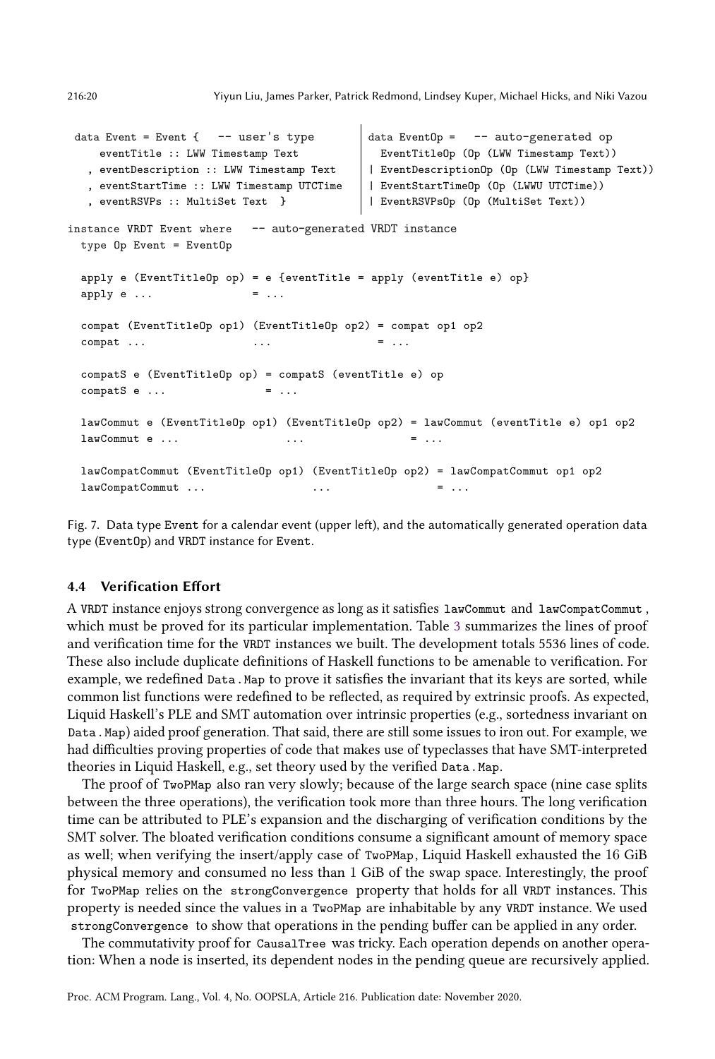```haskell
data Event = Event {   -- user's type
    eventTitle :: LWW Timestamp Text
  , eventDescription :: LWW Timestamp Text
  , eventStartTime :: LWW Timestamp UTCTime
  , eventRSVPs :: MultiSet Text  }
```

```haskell
data EventOp =   -- auto-generated op
    EventTitleOp (Op (LWW Timestamp Text))
  | EventDescriptionOp (Op (LWW Timestamp Text))
  | EventStartTimeOp (Op (LWWU UTCTime))
  | EventRSVPsOp (Op (MultiSet Text))
```

```haskell
instance VRDT Event where   -- auto-generated VRDT instance
  type Op Event = EventOp

  apply e (EventTitleOp op) = e {eventTitle = apply (eventTitle e) op}
  apply e ...               = ...

  compat (EventTitleOp op1) (EventTitleOp op2) = compat op1 op2
  compat ...                ...                = ...

  compatS e (EventTitleOp op) = compatS (eventTitle e) op
  compatS e ...               = ...

  lawCommut e (EventTitleOp op1) (EventTitleOp op2) = lawCommut (eventTitle e) op1 op2
  lawCommut e ...               ...                 = ...

  lawCompatCommut (EventTitleOp op1) (EventTitleOp op2) = lawCompatCommut op1 op2
  lawCompatCommut ...                ...                = ...
```

Fig. 7. Data type Event for a calendar event (upper left), and the automatically generated operation data type (EventOp) and VRDT instance for Event.

### 4.4 Verification Effort

A VRDT instance enjoys strong convergence as long as it satisfies lawCommut and lawCompatCommut, which must be proved for its particular implementation. Table 3 summarizes the lines of proof and verification time for the VRDT instances we built. The development totals 5536 lines of code. These also include duplicate definitions of Haskell functions to be amenable to verification. For example, we redefined Data.Map to prove it satisfies the invariant that its keys are sorted, while common list functions were redefined to be reflected, as required by extrinsic proofs. As expected, Liquid Haskell's PLE and SMT automation over intrinsic properties (e.g., sortedness invariant on Data.Map) aided proof generation. That said, there are still some issues to iron out. For example, we had difficulties proving properties of code that makes use of typeclasses that have SMT-interpreted theories in Liquid Haskell, e.g., set theory used by the verified Data.Map.

The proof of TwoPMap also ran very slowly; because of the large search space (nine case splits between the three operations), the verification took more than three hours. The long verification time can be attributed to PLE's expansion and the discharging of verification conditions by the SMT solver. The bloated verification conditions consume a significant amount of memory space as well; when verifying the insert/apply case of TwoPMap, Liquid Haskell exhausted the 16 GiB physical memory and consumed no less than 1 GiB of the swap space. Interestingly, the proof for TwoPMap relies on the strongConvergence property that holds for all VRDT instances. This property is needed since the values in a TwoPMap are inhabitable by any VRDT instance. We used strongConvergence to show that operations in the pending buffer can be applied in any order.

The commutativity proof for CausalTree was tricky. Each operation depends on another operation: When a node is inserted, its dependent nodes in the pending queue are recursively applied.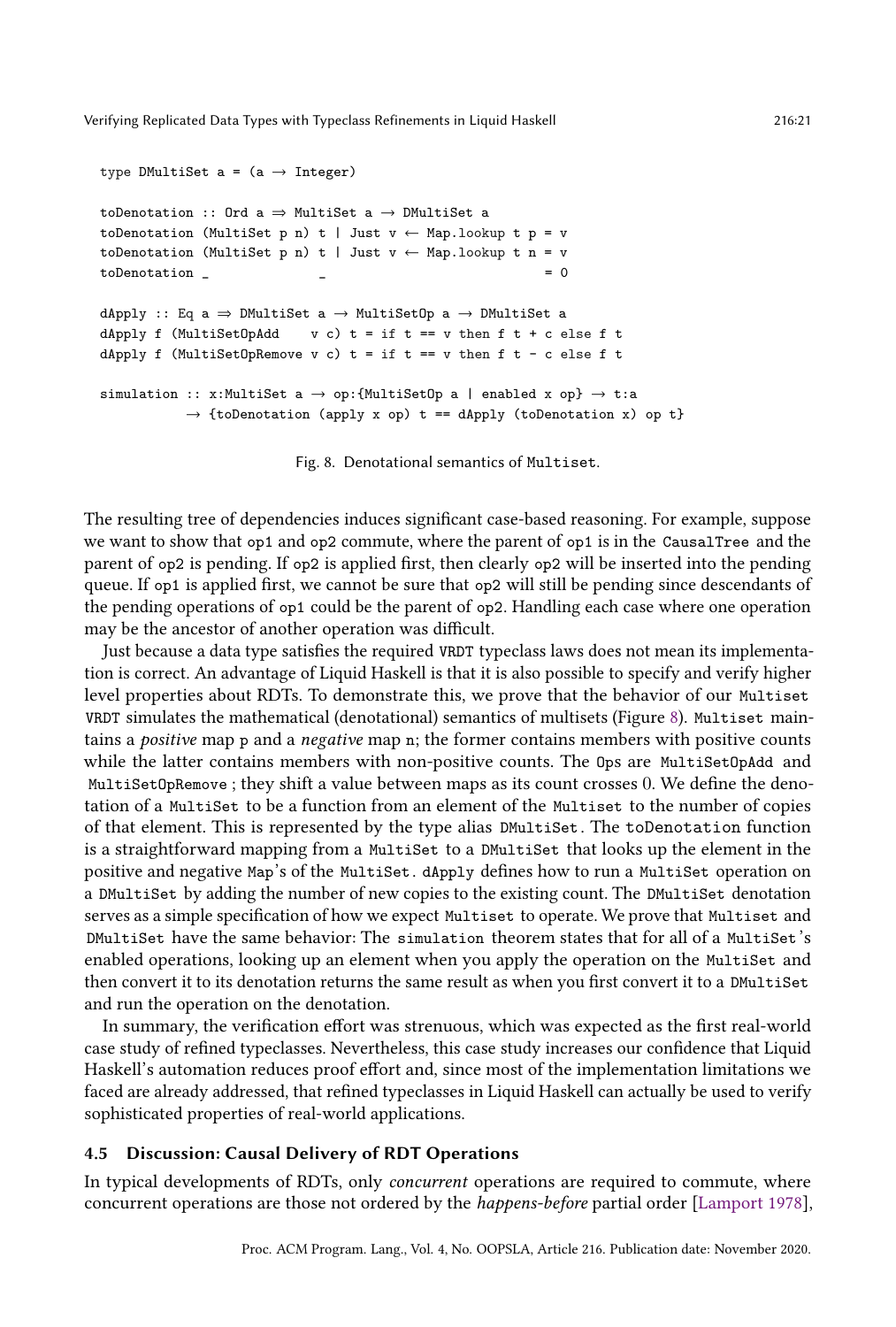```
type DMultiSet a = (a → Integer)

toDenotation :: Ord a ⇒ MultiSet a → DMultiSet a
toDenotation (MultiSet p n) t | Just v ← Map.lookup t p = v
toDenotation (MultiSet p n) t | Just v ← Map.lookup t n = v
toDenotation _              _                           = 0

dApply :: Eq a ⇒ DMultiSet a → MultiSetOp a → DMultiSet a
dApply f (MultiSetOpAdd    v c) t = if t == v then f t + c else f t
dApply f (MultiSetOpRemove v c) t = if t == v then f t - c else f t

simulation :: x:MultiSet a → op:{MultiSetOp a | enabled x op} → t:a
           → {toDenotation (apply x op) t == dApply (toDenotation x) op t}
```

Fig. 8. Denotational semantics of `Multiset`.

The resulting tree of dependencies induces significant case-based reasoning. For example, suppose we want to show that `op1` and `op2` commute, where the parent of `op1` is in the `CausalTree` and the parent of `op2` is pending. If `op2` is applied first, then clearly `op2` will be inserted into the pending queue. If `op1` is applied first, we cannot be sure that `op2` will still be pending since descendants of the pending operations of `op1` could be the parent of `op2`. Handling each case where one operation may be the ancestor of another operation was difficult.

Just because a data type satisfies the required `VRDT` typeclass laws does not mean its implementation is correct. An advantage of Liquid Haskell is that it is also possible to specify and verify higher level properties about RDTs. To demonstrate this, we prove that the behavior of our `Multiset` `VRDT` simulates the mathematical (denotational) semantics of multisets (Figure 8). `Multiset` maintains a *positive* map `p` and a *negative* map `n`; the former contains members with positive counts while the latter contains members with non-positive counts. The `Op`s are `MultiSetOpAdd` and `MultiSetOpRemove`; they shift a value between maps as its count crosses 0. We define the denotation of a `MultiSet` to be a function from an element of the `Multiset` to the number of copies of that element. This is represented by the type alias `DMultiSet`. The `toDenotation` function is a straightforward mapping from a `MultiSet` to a `DMultiSet` that looks up the element in the positive and negative `Map`'s of the `MultiSet`. `dApply` defines how to run a `MultiSet` operation on a `DMultiSet` by adding the number of new copies to the existing count. The `DMultiSet` denotation serves as a simple specification of how we expect `Multiset` to operate. We prove that `Multiset` and `DMultiSet` have the same behavior: The `simulation` theorem states that for all of a `MultiSet`'s enabled operations, looking up an element when you apply the operation on the `MultiSet` and then convert it to its denotation returns the same result as when you first convert it to a `DMultiSet` and run the operation on the denotation.

In summary, the verification effort was strenuous, which was expected as the first real-world case study of refined typeclasses. Nevertheless, this case study increases our confidence that Liquid Haskell's automation reduces proof effort and, since most of the implementation limitations we faced are already addressed, that refined typeclasses in Liquid Haskell can actually be used to verify sophisticated properties of real-world applications.

### 4.5 Discussion: Causal Delivery of RDT Operations

In typical developments of RDTs, only *concurrent* operations are required to commute, where concurrent operations are those not ordered by the *happens-before* partial order [Lamport 1978],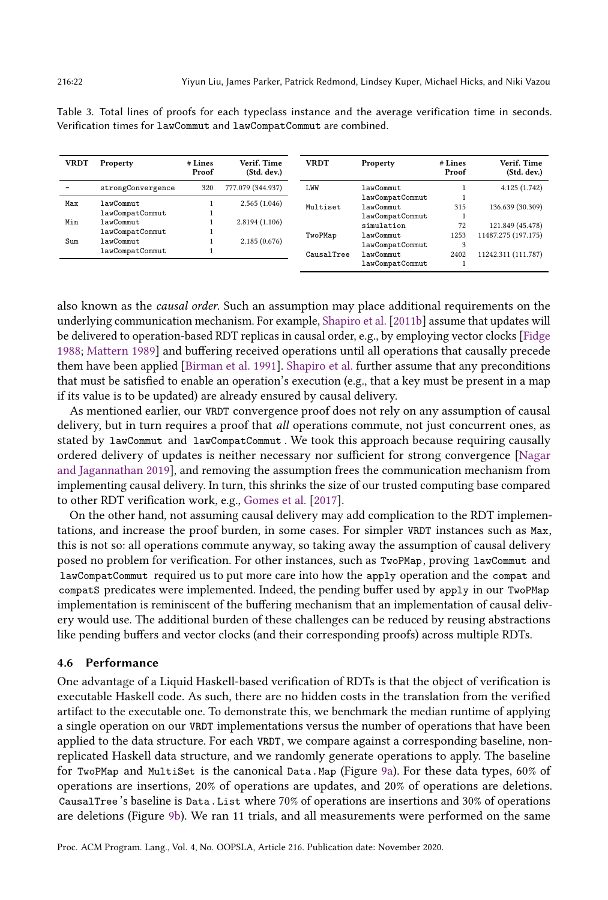Table 3. Total lines of proofs for each typeclass instance and the average verification time in seconds. Verification times for lawCommut and lawCompatCommut are combined.

| VRDT | Property | # Lines Proof | Verif. Time (Std. dev.) |
|---|---|---|---|
| - | strongConvergence | 320 | 777.079 (344.937) |
| Max | lawCommut | 1 | 2.565 (1.046) |
| | lawCompatCommut | 1 | |
| Min | lawCommut | 1 | 2.8194 (1.106) |
| | lawCompatCommut | 1 | |
| Sum | lawCommut | 1 | 2.185 (0.676) |
| | lawCompatCommut | 1 | |

| VRDT | Property | # Lines Proof | Verif. Time (Std. dev.) |
|---|---|---|---|
| LWW | lawCommut | 1 | 4.125 (1.742) |
| | lawCompatCommut | 1 | |
| Multiset | lawCommut | 315 | 136.639 (30.309) |
| | lawCompatCommut | 1 | |
| | simulation | 72 | 121.849 (45.478) |
| TwoPMap | lawCommut | 1253 | 11487.275 (197.175) |
| | lawCompatCommut | 3 | |
| CausalTree | lawCommut | 2402 | 11242.311 (111.787) |
| | lawCompatCommut | 1 | |

also known as the *causal order*. Such an assumption may place additional requirements on the underlying communication mechanism. For example, Shapiro et al. [2011b] assume that updates will be delivered to operation-based RDT replicas in causal order, e.g., by employing vector clocks [Fidge 1988; Mattern 1989] and buffering received operations until all operations that causally precede them have been applied [Birman et al. 1991]. Shapiro et al. further assume that any preconditions that must be satisfied to enable an operation's execution (e.g., that a key must be present in a map if its value is to be updated) are already ensured by causal delivery.

As mentioned earlier, our VRDT convergence proof does not rely on any assumption of causal delivery, but in turn requires a proof that *all* operations commute, not just concurrent ones, as stated by lawCommut and lawCompatCommut. We took this approach because requiring causally ordered delivery of updates is neither necessary nor sufficient for strong convergence [Nagar and Jagannathan 2019], and removing the assumption frees the communication mechanism from implementing causal delivery. In turn, this shrinks the size of our trusted computing base compared to other RDT verification work, e.g., Gomes et al. [2017].

On the other hand, not assuming causal delivery may add complication to the RDT implementations, and increase the proof burden, in some cases. For simpler VRDT instances such as Max, this is not so: all operations commute anyway, so taking away the assumption of causal delivery posed no problem for verification. For other instances, such as TwoPMap, proving lawCommut and lawCompatCommut required us to put more care into how the apply operation and the compat and compatS predicates were implemented. Indeed, the pending buffer used by apply in our TwoPMap implementation is reminiscent of the buffering mechanism that an implementation of causal delivery would use. The additional burden of these challenges can be reduced by reusing abstractions like pending buffers and vector clocks (and their corresponding proofs) across multiple RDTs.

### 4.6 Performance

One advantage of a Liquid Haskell-based verification of RDTs is that the object of verification is executable Haskell code. As such, there are no hidden costs in the translation from the verified artifact to the executable one. To demonstrate this, we benchmark the median runtime of applying a single operation on our VRDT implementations versus the number of operations that have been applied to the data structure. For each VRDT, we compare against a corresponding baseline, non-replicated Haskell data structure, and we randomly generate operations to apply. The baseline for TwoPMap and MultiSet is the canonical Data.Map (Figure 9a). For these data types, 60% of operations are insertions, 20% of operations are updates, and 20% of operations are deletions. CausalTree's baseline is Data.List where 70% of operations are insertions and 30% of operations are deletions (Figure 9b). We ran 11 trials, and all measurements were performed on the same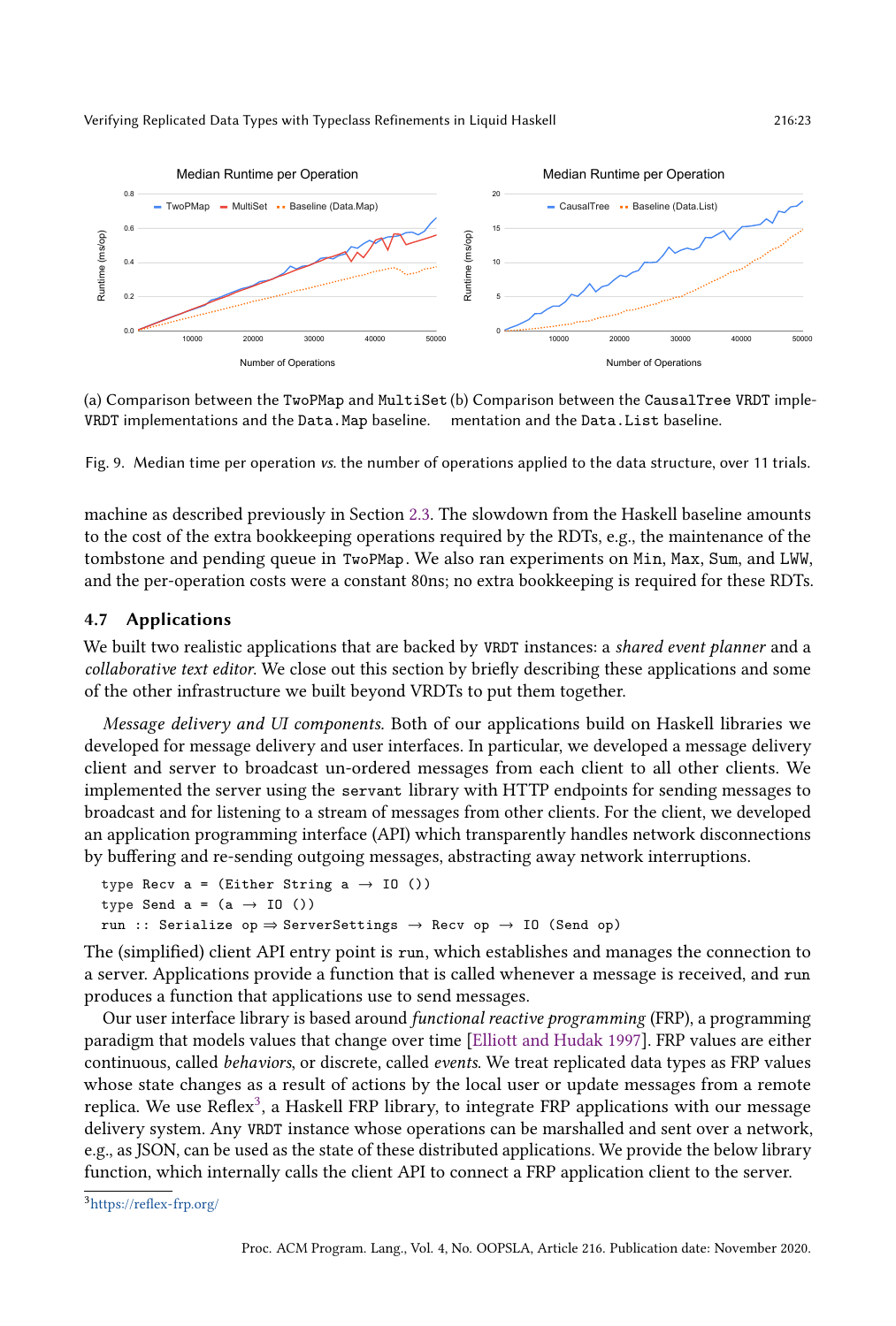(a) Comparison between the TwoPMap and MultiSet VRDT implementations and the Data.Map baseline.

(b) Comparison between the CausalTree VRDT implementation and the Data.List baseline.

Fig. 9. Median time per operation *vs.* the number of operations applied to the data structure, over 11 trials.

machine as described previously in Section 2.3. The slowdown from the Haskell baseline amounts to the cost of the extra bookkeeping operations required by the RDTs, e.g., the maintenance of the tombstone and pending queue in TwoPMap. We also ran experiments on Min, Max, Sum, and LWW, and the per-operation costs were a constant 80ns; no extra bookkeeping is required for these RDTs.

## 4.7 Applications

We built two realistic applications that are backed by VRDT instances: a *shared event planner* and a *collaborative text editor*. We close out this section by briefly describing these applications and some of the other infrastructure we built beyond VRDTs to put them together.

*Message delivery and UI components.* Both of our applications build on Haskell libraries we developed for message delivery and user interfaces. In particular, we developed a message delivery client and server to broadcast un-ordered messages from each client to all other clients. We implemented the server using the servant library with HTTP endpoints for sending messages to broadcast and for listening to a stream of messages from other clients. For the client, we developed an application programming interface (API) which transparently handles network disconnections by buffering and re-sending outgoing messages, abstracting away network interruptions.

```
type Recv a = (Either String a → IO ())
type Send a = (a → IO ())
run :: Serialize op ⇒ ServerSettings → Recv op → IO (Send op)
```

The (simplified) client API entry point is run, which establishes and manages the connection to a server. Applications provide a function that is called whenever a message is received, and run produces a function that applications use to send messages.

Our user interface library is based around *functional reactive programming* (FRP), a programming paradigm that models values that change over time [Elliott and Hudak 1997]. FRP values are either continuous, called *behaviors*, or discrete, called *events*. We treat replicated data types as FRP values whose state changes as a result of actions by the local user or update messages from a remote replica. We use Reflex[3], a Haskell FRP library, to integrate FRP applications with our message delivery system. Any VRDT instance whose operations can be marshalled and sent over a network, e.g., as JSON, can be used as the state of these distributed applications. We provide the below library function, which internally calls the client API to connect a FRP application client to the server.

[3] https://reflex-frp.org/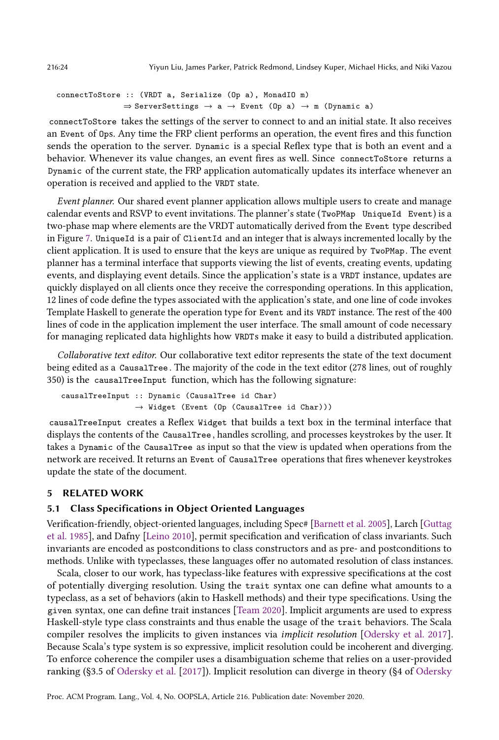```
connectToStore :: (VRDT a, Serialize (Op a), MonadIO m)
               ⇒ ServerSettings → a → Event (Op a) → m (Dynamic a)
```

`connectToStore` takes the settings of the server to connect to and an initial state. It also receives an `Event` of `Op`s. Any time the FRP client performs an operation, the event fires and this function sends the operation to the server. `Dynamic` is a special Reflex type that is both an event and a behavior. Whenever its value changes, an event fires as well. Since `connectToStore` returns a `Dynamic` of the current state, the FRP application automatically updates its interface whenever an operation is received and applied to the `VRDT` state.

*Event planner.* Our shared event planner application allows multiple users to create and manage calendar events and RSVP to event invitations. The planner's state (`TwoPMap UniqueId Event`) is a two-phase map where elements are the VRDT automatically derived from the `Event` type described in Figure 7. `UniqueId` is a pair of `ClientId` and an integer that is always incremented locally by the client application. It is used to ensure that the keys are unique as required by `TwoPMap`. The event planner has a terminal interface that supports viewing the list of events, creating events, updating events, and displaying event details. Since the application's state is a `VRDT` instance, updates are quickly displayed on all clients once they receive the corresponding operations. In this application, 12 lines of code define the types associated with the application's state, and one line of code invokes Template Haskell to generate the operation type for `Event` and its `VRDT` instance. The rest of the 400 lines of code in the application implement the user interface. The small amount of code necessary for managing replicated data highlights how `VRDT`s make it easy to build a distributed application.

*Collaborative text editor.* Our collaborative text editor represents the state of the text document being edited as a `CausalTree`. The majority of the code in the text editor (278 lines, out of roughly 350) is the `causalTreeInput` function, which has the following signature:

```
causalTreeInput :: Dynamic (CausalTree id Char)
                → Widget (Event (Op (CausalTree id Char)))
```

`causalTreeInput` creates a Reflex `Widget` that builds a text box in the terminal interface that displays the contents of the `CausalTree`, handles scrolling, and processes keystrokes by the user. It takes a `Dynamic` of the `CausalTree` as input so that the view is updated when operations from the network are received. It returns an `Event` of `CausalTree` operations that fires whenever keystrokes update the state of the document.

## 5 RELATED WORK

### 5.1 Class Specifications in Object Oriented Languages

Verification-friendly, object-oriented languages, including Spec# [Barnett et al. 2005], Larch [Guttag et al. 1985], and Dafny [Leino 2010], permit specification and verification of class invariants. Such invariants are encoded as postconditions to class constructors and as pre- and postconditions to methods. Unlike with typeclasses, these languages offer no automated resolution of class instances.

Scala, closer to our work, has typeclass-like features with expressive specifications at the cost of potentially diverging resolution. Using the `trait` syntax one can define what amounts to a typeclass, as a set of behaviors (akin to Haskell methods) and their type specifications. Using the `given` syntax, one can define trait instances [Team 2020]. Implicit arguments are used to express Haskell-style type class constraints and thus enable the usage of the `trait` behaviors. The Scala compiler resolves the implicits to given instances via *implicit resolution* [Odersky et al. 2017]. Because Scala's type system is so expressive, implicit resolution could be incoherent and diverging. To enforce coherence the compiler uses a disambiguation scheme that relies on a user-provided ranking (§3.5 of Odersky et al. [2017]). Implicit resolution can diverge in theory (§4 of Odersky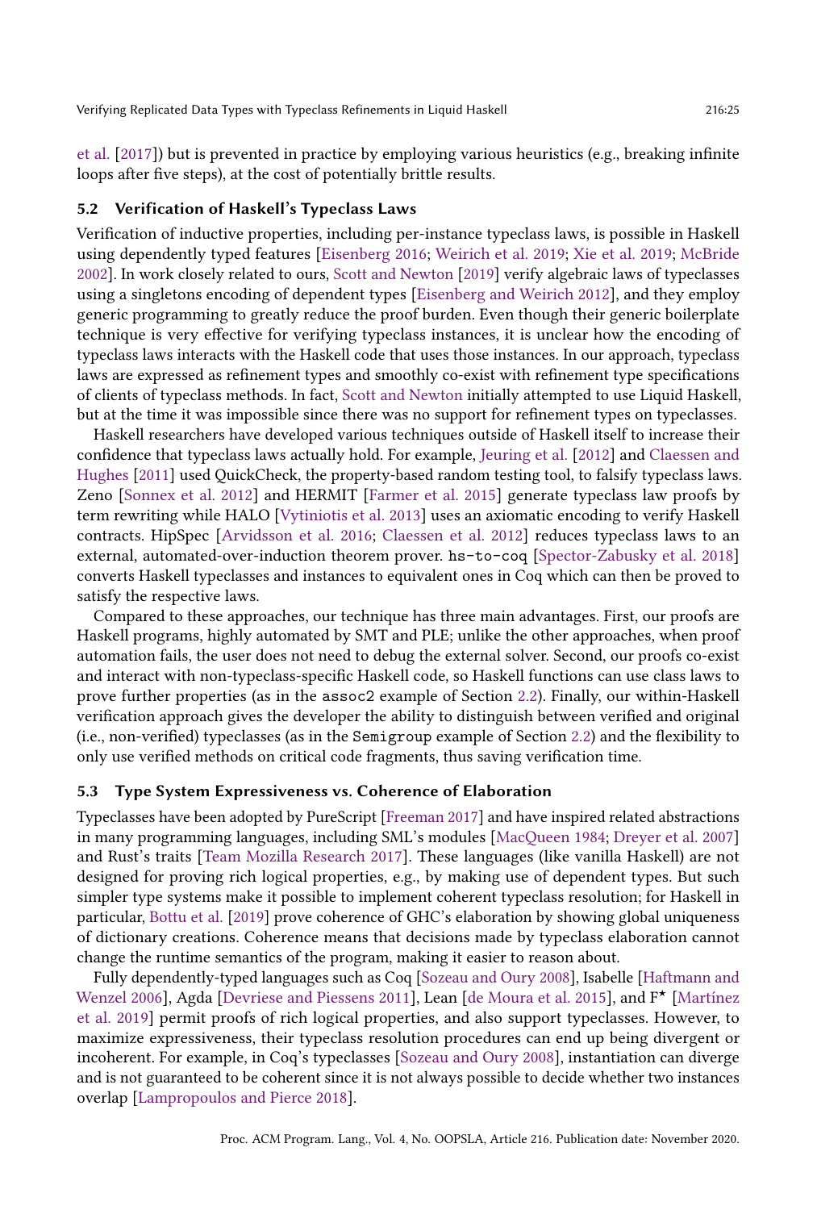et al. [2017]) but is prevented in practice by employing various heuristics (e.g., breaking infinite loops after five steps), at the cost of potentially brittle results.

### 5.2 Verification of Haskell's Typeclass Laws

Verification of inductive properties, including per-instance typeclass laws, is possible in Haskell using dependently typed features [Eisenberg 2016; Weirich et al. 2019; Xie et al. 2019; McBride 2002]. In work closely related to ours, Scott and Newton [2019] verify algebraic laws of typeclasses using a singletons encoding of dependent types [Eisenberg and Weirich 2012], and they employ generic programming to greatly reduce the proof burden. Even though their generic boilerplate technique is very effective for verifying typeclass instances, it is unclear how the encoding of typeclass laws interacts with the Haskell code that uses those instances. In our approach, typeclass laws are expressed as refinement types and smoothly co-exist with refinement type specifications of clients of typeclass methods. In fact, Scott and Newton initially attempted to use Liquid Haskell, but at the time it was impossible since there was no support for refinement types on typeclasses.

Haskell researchers have developed various techniques outside of Haskell itself to increase their confidence that typeclass laws actually hold. For example, Jeuring et al. [2012] and Claessen and Hughes [2011] used QuickCheck, the property-based random testing tool, to falsify typeclass laws. Zeno [Sonnex et al. 2012] and HERMIT [Farmer et al. 2015] generate typeclass law proofs by term rewriting while HALO [Vytiniotis et al. 2013] uses an axiomatic encoding to verify Haskell contracts. HipSpec [Arvidsson et al. 2016; Claessen et al. 2012] reduces typeclass laws to an external, automated-over-induction theorem prover. `hs-to-coq` [Spector-Zabusky et al. 2018] converts Haskell typeclasses and instances to equivalent ones in Coq which can then be proved to satisfy the respective laws.

Compared to these approaches, our technique has three main advantages. First, our proofs are Haskell programs, highly automated by SMT and PLE; unlike the other approaches, when proof automation fails, the user does not need to debug the external solver. Second, our proofs co-exist and interact with non-typeclass-specific Haskell code, so Haskell functions can use class laws to prove further properties (as in the `assoc2` example of Section 2.2). Finally, our within-Haskell verification approach gives the developer the ability to distinguish between verified and original (i.e., non-verified) typeclasses (as in the `Semigroup` example of Section 2.2) and the flexibility to only use verified methods on critical code fragments, thus saving verification time.

### 5.3 Type System Expressiveness vs. Coherence of Elaboration

Typeclasses have been adopted by PureScript [Freeman 2017] and have inspired related abstractions in many programming languages, including SML's modules [MacQueen 1984; Dreyer et al. 2007] and Rust's traits [Team Mozilla Research 2017]. These languages (like vanilla Haskell) are not designed for proving rich logical properties, e.g., by making use of dependent types. But such simpler type systems make it possible to implement coherent typeclass resolution; for Haskell in particular, Bottu et al. [2019] prove coherence of GHC's elaboration by showing global uniqueness of dictionary creations. Coherence means that decisions made by typeclass elaboration cannot change the runtime semantics of the program, making it easier to reason about.

Fully dependently-typed languages such as Coq [Sozeau and Oury 2008], Isabelle [Haftmann and Wenzel 2006], Agda [Devriese and Piessens 2011], Lean [de Moura et al. 2015], and F$^\star$ [Martínez et al. 2019] permit proofs of rich logical properties, and also support typeclasses. However, to maximize expressiveness, their typeclass resolution procedures can end up being divergent or incoherent. For example, in Coq's typeclasses [Sozeau and Oury 2008], instantiation can diverge and is not guaranteed to be coherent since it is not always possible to decide whether two instances overlap [Lampropoulos and Pierce 2018].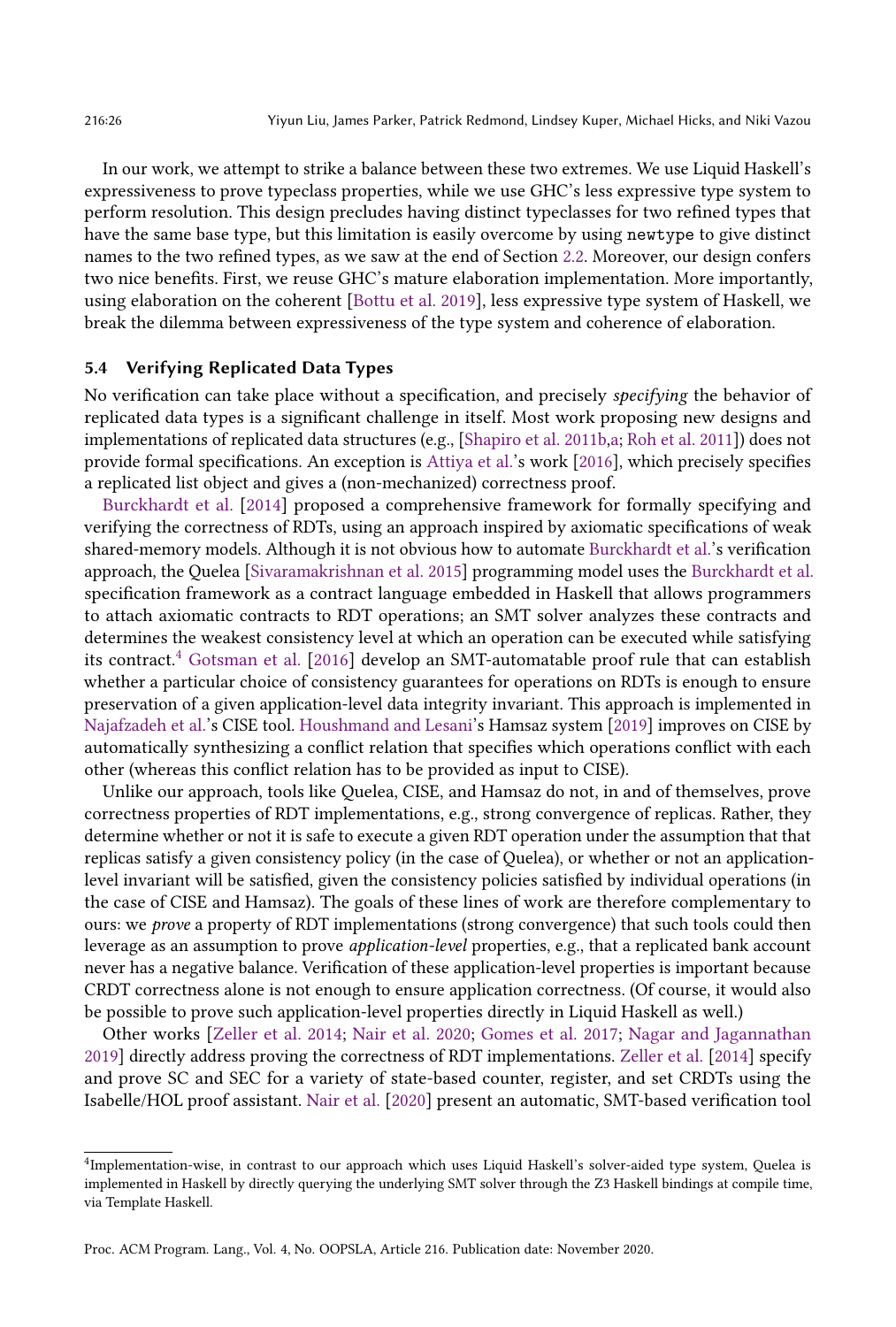In our work, we attempt to strike a balance between these two extremes. We use Liquid Haskell's expressiveness to prove typeclass properties, while we use GHC's less expressive type system to perform resolution. This design precludes having distinct typeclasses for two refined types that have the same base type, but this limitation is easily overcome by using `newtype` to give distinct names to the two refined types, as we saw at the end of Section 2.2. Moreover, our design confers two nice benefits. First, we reuse GHC's mature elaboration implementation. More importantly, using elaboration on the coherent [Bottu et al. 2019], less expressive type system of Haskell, we break the dilemma between expressiveness of the type system and coherence of elaboration.

### 5.4 Verifying Replicated Data Types

No verification can take place without a specification, and precisely *specifying* the behavior of replicated data types is a significant challenge in itself. Most work proposing new designs and implementations of replicated data structures (e.g., [Shapiro et al. 2011b,a; Roh et al. 2011]) does not provide formal specifications. An exception is Attiya et al.'s work [2016], which precisely specifies a replicated list object and gives a (non-mechanized) correctness proof.

Burckhardt et al. [2014] proposed a comprehensive framework for formally specifying and verifying the correctness of RDTs, using an approach inspired by axiomatic specifications of weak shared-memory models. Although it is not obvious how to automate Burckhardt et al.'s verification approach, the Quelea [Sivaramakrishnan et al. 2015] programming model uses the Burckhardt et al. specification framework as a contract language embedded in Haskell that allows programmers to attach axiomatic contracts to RDT operations; an SMT solver analyzes these contracts and determines the weakest consistency level at which an operation can be executed while satisfying its contract.[4] Gotsman et al. [2016] develop an SMT-automatable proof rule that can establish whether a particular choice of consistency guarantees for operations on RDTs is enough to ensure preservation of a given application-level data integrity invariant. This approach is implemented in Najafzadeh et al.'s CISE tool. Houshmand and Lesani's Hamsaz system [2019] improves on CISE by automatically synthesizing a conflict relation that specifies which operations conflict with each other (whereas this conflict relation has to be provided as input to CISE).

Unlike our approach, tools like Quelea, CISE, and Hamsaz do not, in and of themselves, prove correctness properties of RDT implementations, e.g., strong convergence of replicas. Rather, they determine whether or not it is safe to execute a given RDT operation under the assumption that that replicas satisfy a given consistency policy (in the case of Quelea), or whether or not an application-level invariant will be satisfied, given the consistency policies satisfied by individual operations (in the case of CISE and Hamsaz). The goals of these lines of work are therefore complementary to ours: we *prove* a property of RDT implementations (strong convergence) that such tools could then leverage as an assumption to prove *application-level* properties, e.g., that a replicated bank account never has a negative balance. Verification of these application-level properties is important because CRDT correctness alone is not enough to ensure application correctness. (Of course, it would also be possible to prove such application-level properties directly in Liquid Haskell as well.)

Other works [Zeller et al. 2014; Nair et al. 2020; Gomes et al. 2017; Nagar and Jagannathan 2019] directly address proving the correctness of RDT implementations. Zeller et al. [2014] specify and prove SC and SEC for a variety of state-based counter, register, and set CRDTs using the Isabelle/HOL proof assistant. Nair et al. [2020] present an automatic, SMT-based verification tool

---

[4] Implementation-wise, in contrast to our approach which uses Liquid Haskell's solver-aided type system, Quelea is implemented in Haskell by directly querying the underlying SMT solver through the Z3 Haskell bindings at compile time, via Template Haskell.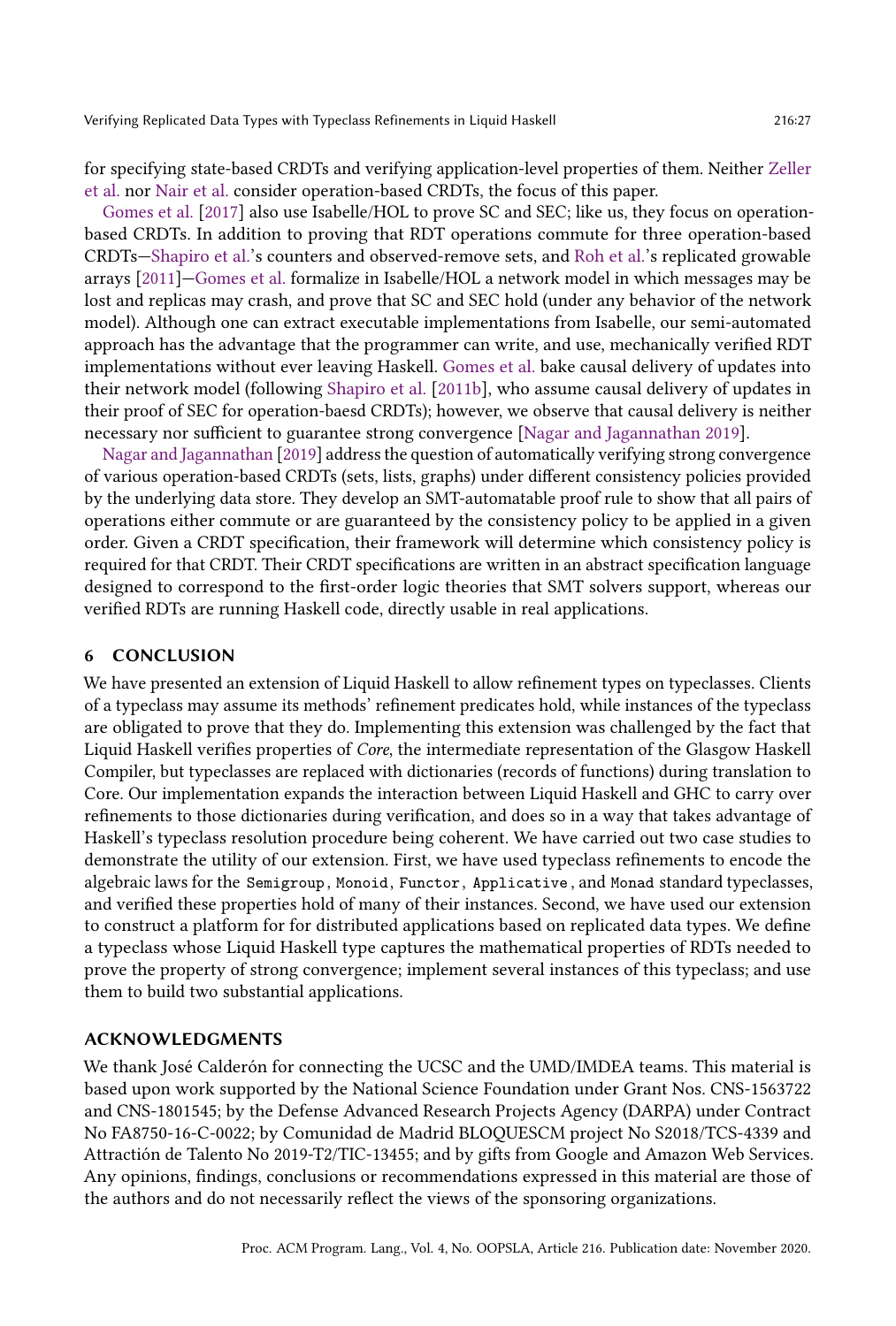for specifying state-based CRDTs and verifying application-level properties of them. Neither Zeller et al. nor Nair et al. consider operation-based CRDTs, the focus of this paper.

Gomes et al. [2017] also use Isabelle/HOL to prove SC and SEC; like us, they focus on operation-based CRDTs. In addition to proving that RDT operations commute for three operation-based CRDTs—Shapiro et al.'s counters and observed-remove sets, and Roh et al.'s replicated growable arrays [2011]—Gomes et al. formalize in Isabelle/HOL a network model in which messages may be lost and replicas may crash, and prove that SC and SEC hold (under any behavior of the network model). Although one can extract executable implementations from Isabelle, our semi-automated approach has the advantage that the programmer can write, and use, mechanically verified RDT implementations without ever leaving Haskell. Gomes et al. bake causal delivery of updates into their network model (following Shapiro et al. [2011b], who assume causal delivery of updates in their proof of SEC for operation-baesd CRDTs); however, we observe that causal delivery is neither necessary nor sufficient to guarantee strong convergence [Nagar and Jagannathan 2019].

Nagar and Jagannathan [2019] address the question of automatically verifying strong convergence of various operation-based CRDTs (sets, lists, graphs) under different consistency policies provided by the underlying data store. They develop an SMT-automatable proof rule to show that all pairs of operations either commute or are guaranteed by the consistency policy to be applied in a given order. Given a CRDT specification, their framework will determine which consistency policy is required for that CRDT. Their CRDT specifications are written in an abstract specification language designed to correspond to the first-order logic theories that SMT solvers support, whereas our verified RDTs are running Haskell code, directly usable in real applications.

## 6 CONCLUSION

We have presented an extension of Liquid Haskell to allow refinement types on typeclasses. Clients of a typeclass may assume its methods' refinement predicates hold, while instances of the typeclass are obligated to prove that they do. Implementing this extension was challenged by the fact that Liquid Haskell verifies properties of *Core*, the intermediate representation of the Glasgow Haskell Compiler, but typeclasses are replaced with dictionaries (records of functions) during translation to Core. Our implementation expands the interaction between Liquid Haskell and GHC to carry over refinements to those dictionaries during verification, and does so in a way that takes advantage of Haskell's typeclass resolution procedure being coherent. We have carried out two case studies to demonstrate the utility of our extension. First, we have used typeclass refinements to encode the algebraic laws for the `Semigroup`, `Monoid`, `Functor`, `Applicative`, and `Monad` standard typeclasses, and verified these properties hold of many of their instances. Second, we have used our extension to construct a platform for for distributed applications based on replicated data types. We define a typeclass whose Liquid Haskell type captures the mathematical properties of RDTs needed to prove the property of strong convergence; implement several instances of this typeclass; and use them to build two substantial applications.

## ACKNOWLEDGMENTS

We thank José Calderón for connecting the UCSC and the UMD/IMDEA teams. This material is based upon work supported by the National Science Foundation under Grant Nos. CNS-1563722 and CNS-1801545; by the Defense Advanced Research Projects Agency (DARPA) under Contract No FA8750-16-C-0022; by Comunidad de Madrid BLOQUESCM project No S2018/TCS-4339 and Attractión de Talento No 2019-T2/TIC-13455; and by gifts from Google and Amazon Web Services. Any opinions, findings, conclusions or recommendations expressed in this material are those of the authors and do not necessarily reflect the views of the sponsoring organizations.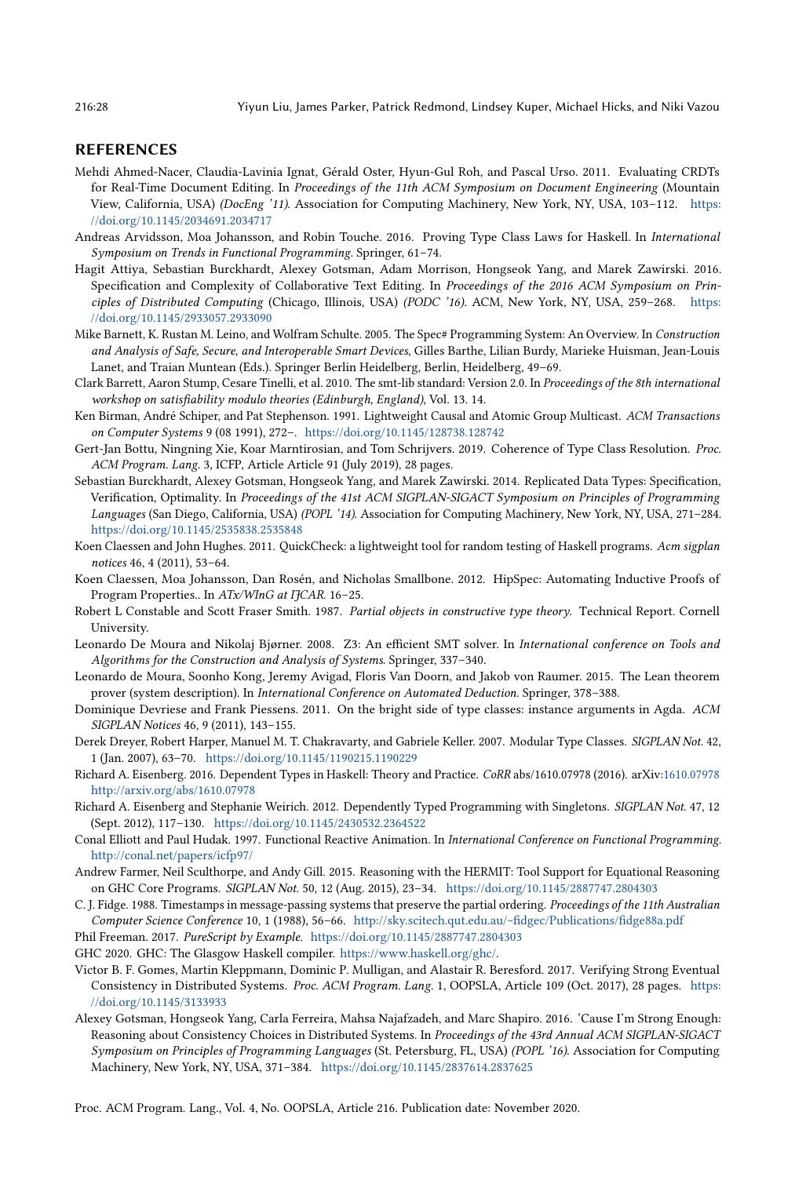## REFERENCES

Mehdi Ahmed-Nacer, Claudia-Lavinia Ignat, Gérald Oster, Hyun-Gul Roh, and Pascal Urso. 2011. Evaluating CRDTs for Real-Time Document Editing. In *Proceedings of the 11th ACM Symposium on Document Engineering* (Mountain View, California, USA) *(DocEng '11)*. Association for Computing Machinery, New York, NY, USA, 103–112. https://doi.org/10.1145/2034691.2034717

Andreas Arvidsson, Moa Johansson, and Robin Touche. 2016. Proving Type Class Laws for Haskell. In *International Symposium on Trends in Functional Programming*. Springer, 61–74.

Hagit Attiya, Sebastian Burckhardt, Alexey Gotsman, Adam Morrison, Hongseok Yang, and Marek Zawirski. 2016. Specification and Complexity of Collaborative Text Editing. In *Proceedings of the 2016 ACM Symposium on Principles of Distributed Computing* (Chicago, Illinois, USA) *(PODC '16)*. ACM, New York, NY, USA, 259–268. https://doi.org/10.1145/2933057.2933090

Mike Barnett, K. Rustan M. Leino, and Wolfram Schulte. 2005. The Spec# Programming System: An Overview. In *Construction and Analysis of Safe, Secure, and Interoperable Smart Devices*, Gilles Barthe, Lilian Burdy, Marieke Huisman, Jean-Louis Lanet, and Traian Muntean (Eds.). Springer Berlin Heidelberg, Berlin, Heidelberg, 49–69.

Clark Barrett, Aaron Stump, Cesare Tinelli, et al. 2010. The smt-lib standard: Version 2.0. In *Proceedings of the 8th international workshop on satisfiability modulo theories (Edinburgh, England)*, Vol. 13. 14.

Ken Birman, André Schiper, and Pat Stephenson. 1991. Lightweight Causal and Atomic Group Multicast. *ACM Transactions on Computer Systems* 9 (08 1991), 272–. https://doi.org/10.1145/128738.128742

Gert-Jan Bottu, Ningning Xie, Koar Marntirosian, and Tom Schrijvers. 2019. Coherence of Type Class Resolution. *Proc. ACM Program. Lang.* 3, ICFP, Article 91 (July 2019), 28 pages.

Sebastian Burckhardt, Alexey Gotsman, Hongseok Yang, and Marek Zawirski. 2014. Replicated Data Types: Specification, Verification, Optimality. In *Proceedings of the 41st ACM SIGPLAN-SIGACT Symposium on Principles of Programming Languages* (San Diego, California, USA) *(POPL '14)*. Association for Computing Machinery, New York, NY, USA, 271–284. https://doi.org/10.1145/2535838.2535848

Koen Claessen and John Hughes. 2011. QuickCheck: a lightweight tool for random testing of Haskell programs. *Acm sigplan notices* 46, 4 (2011), 53–64.

Koen Claessen, Moa Johansson, Dan Rosén, and Nicholas Smallbone. 2012. HipSpec: Automating Inductive Proofs of Program Properties.. In *ATx/WInG at IJCAR*. 16–25.

Robert L Constable and Scott Fraser Smith. 1987. *Partial objects in constructive type theory.* Technical Report. Cornell University.

Leonardo De Moura and Nikolaj Bjørner. 2008. Z3: An efficient SMT solver. In *International conference on Tools and Algorithms for the Construction and Analysis of Systems*. Springer, 337–340.

Leonardo de Moura, Soonho Kong, Jeremy Avigad, Floris Van Doorn, and Jakob von Raumer. 2015. The Lean theorem prover (system description). In *International Conference on Automated Deduction*. Springer, 378–388.

Dominique Devriese and Frank Piessens. 2011. On the bright side of type classes: instance arguments in Agda. *ACM SIGPLAN Notices* 46, 9 (2011), 143–155.

Derek Dreyer, Robert Harper, Manuel M. T. Chakravarty, and Gabriele Keller. 2007. Modular Type Classes. *SIGPLAN Not.* 42, 1 (Jan. 2007), 63–70. https://doi.org/10.1145/1190215.1190229

Richard A. Eisenberg. 2016. Dependent Types in Haskell: Theory and Practice. *CoRR* abs/1610.07978 (2016). arXiv:1610.07978 http://arxiv.org/abs/1610.07978

Richard A. Eisenberg and Stephanie Weirich. 2012. Dependently Typed Programming with Singletons. *SIGPLAN Not.* 47, 12 (Sept. 2012), 117–130. https://doi.org/10.1145/2430532.2364522

Conal Elliott and Paul Hudak. 1997. Functional Reactive Animation. In *International Conference on Functional Programming*. http://conal.net/papers/icfp97/

Andrew Farmer, Neil Sculthorpe, and Andy Gill. 2015. Reasoning with the HERMIT: Tool Support for Equational Reasoning on GHC Core Programs. *SIGPLAN Not.* 50, 12 (Aug. 2015), 23–34. https://doi.org/10.1145/2887747.2804303

C. J. Fidge. 1988. Timestamps in message-passing systems that preserve the partial ordering. *Proceedings of the 11th Australian Computer Science Conference* 10, 1 (1988), 56–66. http://sky.scitech.qut.edu.au/~fidgec/Publications/fidge88a.pdf

Phil Freeman. 2017. *PureScript by Example.* https://doi.org/10.1145/2887747.2804303

GHC 2020. GHC: The Glasgow Haskell compiler. https://www.haskell.org/ghc/.

Victor B. F. Gomes, Martin Kleppmann, Dominic P. Mulligan, and Alastair R. Beresford. 2017. Verifying Strong Eventual Consistency in Distributed Systems. *Proc. ACM Program. Lang.* 1, OOPSLA, Article 109 (Oct. 2017), 28 pages. https://doi.org/10.1145/3133933

Alexey Gotsman, Hongseok Yang, Carla Ferreira, Mahsa Najafzadeh, and Marc Shapiro. 2016. 'Cause I'm Strong Enough: Reasoning about Consistency Choices in Distributed Systems. In *Proceedings of the 43rd Annual ACM SIGPLAN-SIGACT Symposium on Principles of Programming Languages* (St. Petersburg, FL, USA) *(POPL '16)*. Association for Computing Machinery, New York, NY, USA, 371–384. https://doi.org/10.1145/2837614.2837625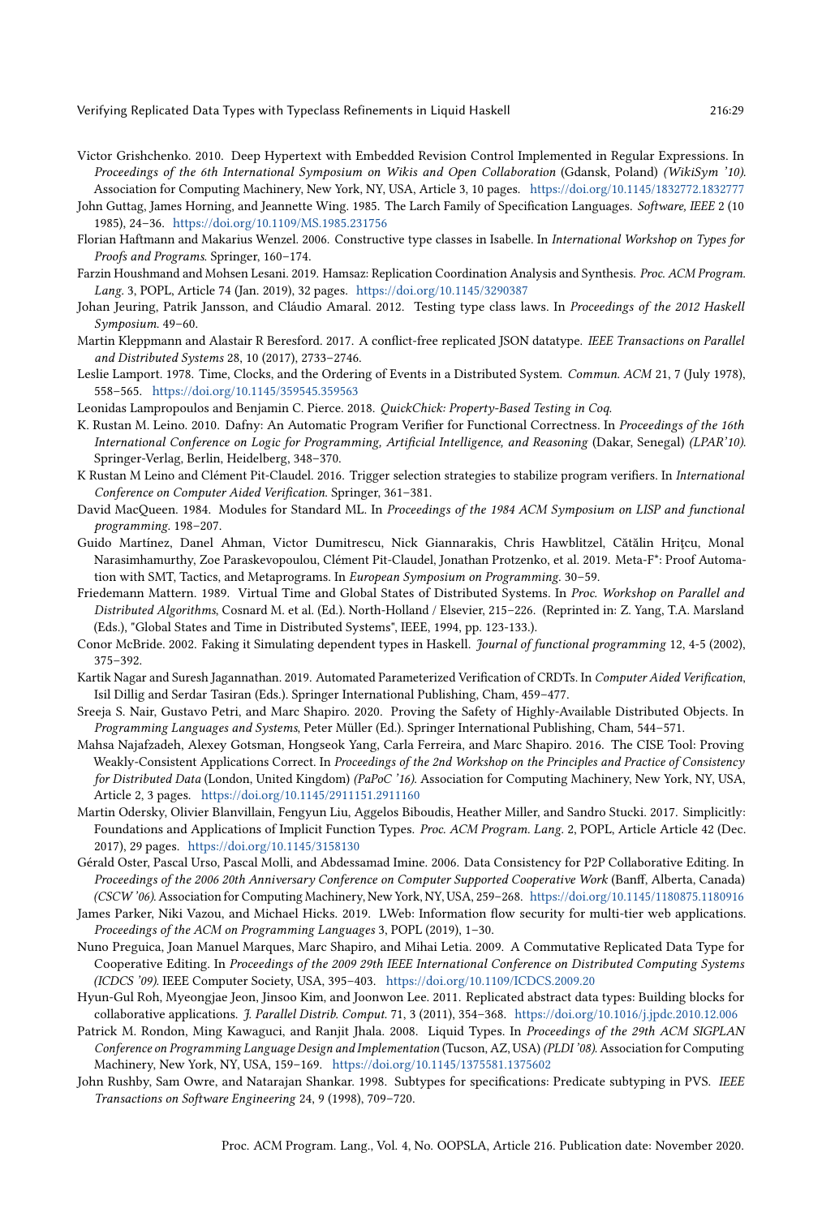Victor Grishchenko. 2010. Deep Hypertext with Embedded Revision Control Implemented in Regular Expressions. In *Proceedings of the 6th International Symposium on Wikis and Open Collaboration* (Gdansk, Poland) *(WikiSym '10)*. Association for Computing Machinery, New York, NY, USA, Article 3, 10 pages. https://doi.org/10.1145/1832772.1832777

John Guttag, James Horning, and Jeannette Wing. 1985. The Larch Family of Specification Languages. *Software, IEEE* 2 (10 1985), 24–36. https://doi.org/10.1109/MS.1985.231756

Florian Haftmann and Makarius Wenzel. 2006. Constructive type classes in Isabelle. In *International Workshop on Types for Proofs and Programs*. Springer, 160–174.

Farzin Houshmand and Mohsen Lesani. 2019. Hamsaz: Replication Coordination Analysis and Synthesis. *Proc. ACM Program. Lang.* 3, POPL, Article 74 (Jan. 2019), 32 pages. https://doi.org/10.1145/3290387

Johan Jeuring, Patrik Jansson, and Cláudio Amaral. 2012. Testing type class laws. In *Proceedings of the 2012 Haskell Symposium*. 49–60.

Martin Kleppmann and Alastair R Beresford. 2017. A conflict-free replicated JSON datatype. *IEEE Transactions on Parallel and Distributed Systems* 28, 10 (2017), 2733–2746.

Leslie Lamport. 1978. Time, Clocks, and the Ordering of Events in a Distributed System. *Commun. ACM* 21, 7 (July 1978), 558–565. https://doi.org/10.1145/359545.359563

Leonidas Lampropoulos and Benjamin C. Pierce. 2018. *QuickChick: Property-Based Testing in Coq.*

K. Rustan M. Leino. 2010. Dafny: An Automatic Program Verifier for Functional Correctness. In *Proceedings of the 16th International Conference on Logic for Programming, Artificial Intelligence, and Reasoning* (Dakar, Senegal) *(LPAR'10)*. Springer-Verlag, Berlin, Heidelberg, 348–370.

K Rustan M Leino and Clément Pit-Claudel. 2016. Trigger selection strategies to stabilize program verifiers. In *International Conference on Computer Aided Verification*. Springer, 361–381.

David MacQueen. 1984. Modules for Standard ML. In *Proceedings of the 1984 ACM Symposium on LISP and functional programming*. 198–207.

Guido Martínez, Danel Ahman, Victor Dumitrescu, Nick Giannarakis, Chris Hawblitzel, Cătălin Hriţcu, Monal Narasimhamurthy, Zoe Paraskevopoulou, Clément Pit-Claudel, Jonathan Protzenko, et al. 2019. Meta-F*: Proof Automation with SMT, Tactics, and Metaprograms. In *European Symposium on Programming*. 30–59.

Friedemann Mattern. 1989. Virtual Time and Global States of Distributed Systems. In *Proc. Workshop on Parallel and Distributed Algorithms*, Cosnard M. et al. (Ed.). North-Holland / Elsevier, 215–226. (Reprinted in: Z. Yang, T.A. Marsland (Eds.), "Global States and Time in Distributed Systems", IEEE, 1994, pp. 123-133.).

Conor McBride. 2002. Faking it Simulating dependent types in Haskell. *Journal of functional programming* 12, 4-5 (2002), 375–392.

Kartik Nagar and Suresh Jagannathan. 2019. Automated Parameterized Verification of CRDTs. In *Computer Aided Verification*, Isil Dillig and Serdar Tasiran (Eds.). Springer International Publishing, Cham, 459–477.

Sreeja S. Nair, Gustavo Petri, and Marc Shapiro. 2020. Proving the Safety of Highly-Available Distributed Objects. In *Programming Languages and Systems*, Peter Müller (Ed.). Springer International Publishing, Cham, 544–571.

Mahsa Najafzadeh, Alexey Gotsman, Hongseok Yang, Carla Ferreira, and Marc Shapiro. 2016. The CISE Tool: Proving Weakly-Consistent Applications Correct. In *Proceedings of the 2nd Workshop on the Principles and Practice of Consistency for Distributed Data* (London, United Kingdom) *(PaPoC '16)*. Association for Computing Machinery, New York, NY, USA, Article 2, 3 pages. https://doi.org/10.1145/2911151.2911160

Martin Odersky, Olivier Blanvillain, Fengyun Liu, Aggelos Biboudis, Heather Miller, and Sandro Stucki. 2017. Simplicitly: Foundations and Applications of Implicit Function Types. *Proc. ACM Program. Lang.* 2, POPL, Article Article 42 (Dec. 2017), 29 pages. https://doi.org/10.1145/3158130

Gérald Oster, Pascal Urso, Pascal Molli, and Abdessamad Imine. 2006. Data Consistency for P2P Collaborative Editing. In *Proceedings of the 2006 20th Anniversary Conference on Computer Supported Cooperative Work* (Banff, Alberta, Canada) *(CSCW '06)*. Association for Computing Machinery, New York, NY, USA, 259–268. https://doi.org/10.1145/1180875.1180916

James Parker, Niki Vazou, and Michael Hicks. 2019. LWeb: Information flow security for multi-tier web applications. *Proceedings of the ACM on Programming Languages* 3, POPL (2019), 1–30.

Nuno Preguica, Joan Manuel Marques, Marc Shapiro, and Mihai Letia. 2009. A Commutative Replicated Data Type for Cooperative Editing. In *Proceedings of the 2009 29th IEEE International Conference on Distributed Computing Systems (ICDCS '09)*. IEEE Computer Society, USA, 395–403. https://doi.org/10.1109/ICDCS.2009.20

Hyun-Gul Roh, Myeongjae Jeon, Jinsoo Kim, and Joonwon Lee. 2011. Replicated abstract data types: Building blocks for collaborative applications. *J. Parallel Distrib. Comput.* 71, 3 (2011), 354–368. https://doi.org/10.1016/j.jpdc.2010.12.006

Patrick M. Rondon, Ming Kawaguci, and Ranjit Jhala. 2008. Liquid Types. In *Proceedings of the 29th ACM SIGPLAN Conference on Programming Language Design and Implementation* (Tucson, AZ, USA) *(PLDI '08)*. Association for Computing Machinery, New York, NY, USA, 159–169. https://doi.org/10.1145/1375581.1375602

John Rushby, Sam Owre, and Natarajan Shankar. 1998. Subtypes for specifications: Predicate subtyping in PVS. *IEEE Transactions on Software Engineering* 24, 9 (1998), 709–720.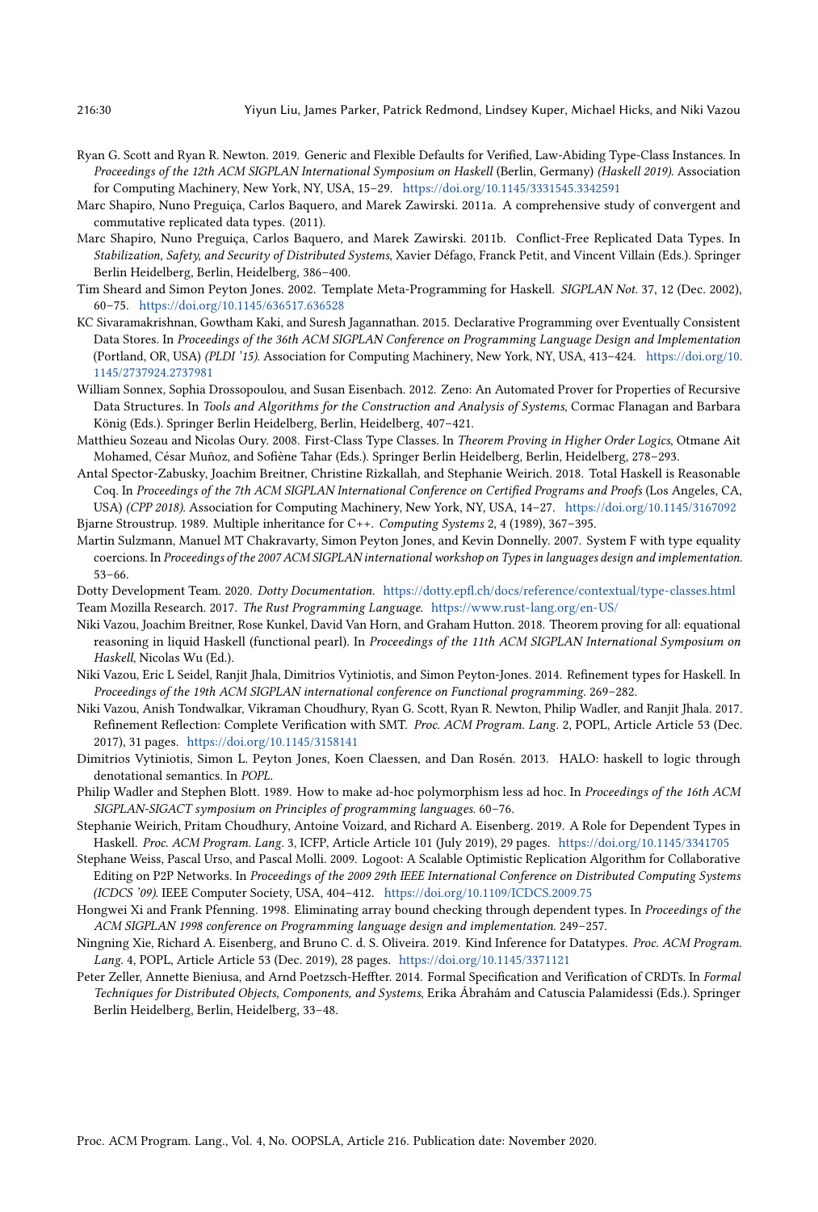Ryan G. Scott and Ryan R. Newton. 2019. Generic and Flexible Defaults for Verified, Law-Abiding Type-Class Instances. In *Proceedings of the 12th ACM SIGPLAN International Symposium on Haskell* (Berlin, Germany) *(Haskell 2019)*. Association for Computing Machinery, New York, NY, USA, 15–29. https://doi.org/10.1145/3331545.3342591

Marc Shapiro, Nuno Preguiça, Carlos Baquero, and Marek Zawirski. 2011a. A comprehensive study of convergent and commutative replicated data types. (2011).

Marc Shapiro, Nuno Preguiça, Carlos Baquero, and Marek Zawirski. 2011b. Conflict-Free Replicated Data Types. In *Stabilization, Safety, and Security of Distributed Systems*, Xavier Défago, Franck Petit, and Vincent Villain (Eds.). Springer Berlin Heidelberg, Berlin, Heidelberg, 386–400.

Tim Sheard and Simon Peyton Jones. 2002. Template Meta-Programming for Haskell. *SIGPLAN Not.* 37, 12 (Dec. 2002), 60–75. https://doi.org/10.1145/636517.636528

KC Sivaramakrishnan, Gowtham Kaki, and Suresh Jagannathan. 2015. Declarative Programming over Eventually Consistent Data Stores. In *Proceedings of the 36th ACM SIGPLAN Conference on Programming Language Design and Implementation* (Portland, OR, USA) *(PLDI '15)*. Association for Computing Machinery, New York, NY, USA, 413–424. https://doi.org/10.1145/2737924.2737981

William Sonnex, Sophia Drossopoulou, and Susan Eisenbach. 2012. Zeno: An Automated Prover for Properties of Recursive Data Structures. In *Tools and Algorithms for the Construction and Analysis of Systems*, Cormac Flanagan and Barbara König (Eds.). Springer Berlin Heidelberg, Berlin, Heidelberg, 407–421.

Matthieu Sozeau and Nicolas Oury. 2008. First-Class Type Classes. In *Theorem Proving in Higher Order Logics*, Otmane Ait Mohamed, César Muñoz, and Sofiène Tahar (Eds.). Springer Berlin Heidelberg, Berlin, Heidelberg, 278–293.

Antal Spector-Zabusky, Joachim Breitner, Christine Rizkallah, and Stephanie Weirich. 2018. Total Haskell is Reasonable Coq. In *Proceedings of the 7th ACM SIGPLAN International Conference on Certified Programs and Proofs* (Los Angeles, CA, USA) *(CPP 2018)*. Association for Computing Machinery, New York, NY, USA, 14–27. https://doi.org/10.1145/3167092

Bjarne Stroustrup. 1989. Multiple inheritance for C++. *Computing Systems* 2, 4 (1989), 367–395.

Martin Sulzmann, Manuel MT Chakravarty, Simon Peyton Jones, and Kevin Donnelly. 2007. System F with type equality coercions. In *Proceedings of the 2007 ACM SIGPLAN international workshop on Types in languages design and implementation.* 53–66.

Dotty Development Team. 2020. *Dotty Documentation*. https://dotty.epfl.ch/docs/reference/contextual/type-classes.html

Team Mozilla Research. 2017. *The Rust Programming Language*. https://www.rust-lang.org/en-US/

Niki Vazou, Joachim Breitner, Rose Kunkel, David Van Horn, and Graham Hutton. 2018. Theorem proving for all: equational reasoning in liquid Haskell (functional pearl). In *Proceedings of the 11th ACM SIGPLAN International Symposium on Haskell*, Nicolas Wu (Ed.).

Niki Vazou, Eric L Seidel, Ranjit Jhala, Dimitrios Vytiniotis, and Simon Peyton-Jones. 2014. Refinement types for Haskell. In *Proceedings of the 19th ACM SIGPLAN international conference on Functional programming*. 269–282.

Niki Vazou, Anish Tondwalkar, Vikraman Choudhury, Ryan G. Scott, Ryan R. Newton, Philip Wadler, and Ranjit Jhala. 2017. Refinement Reflection: Complete Verification with SMT. *Proc. ACM Program. Lang.* 2, POPL, Article Article 53 (Dec. 2017), 31 pages. https://doi.org/10.1145/3158141

Dimitrios Vytiniotis, Simon L. Peyton Jones, Koen Claessen, and Dan Rosén. 2013. HALO: haskell to logic through denotational semantics. In *POPL*.

Philip Wadler and Stephen Blott. 1989. How to make ad-hoc polymorphism less ad hoc. In *Proceedings of the 16th ACM SIGPLAN-SIGACT symposium on Principles of programming languages*. 60–76.

Stephanie Weirich, Pritam Choudhury, Antoine Voizard, and Richard A. Eisenberg. 2019. A Role for Dependent Types in Haskell. *Proc. ACM Program. Lang.* 3, ICFP, Article Article 101 (July 2019), 29 pages. https://doi.org/10.1145/3341705

Stephane Weiss, Pascal Urso, and Pascal Molli. 2009. Logoot: A Scalable Optimistic Replication Algorithm for Collaborative Editing on P2P Networks. In *Proceedings of the 2009 29th IEEE International Conference on Distributed Computing Systems (ICDCS '09)*. IEEE Computer Society, USA, 404–412. https://doi.org/10.1109/ICDCS.2009.75

Hongwei Xi and Frank Pfenning. 1998. Eliminating array bound checking through dependent types. In *Proceedings of the ACM SIGPLAN 1998 conference on Programming language design and implementation*. 249–257.

Ningning Xie, Richard A. Eisenberg, and Bruno C. d. S. Oliveira. 2019. Kind Inference for Datatypes. *Proc. ACM Program. Lang.* 4, POPL, Article Article 53 (Dec. 2019), 28 pages. https://doi.org/10.1145/3371121

Peter Zeller, Annette Bieniusa, and Arnd Poetzsch-Heffter. 2014. Formal Specification and Verification of CRDTs. In *Formal Techniques for Distributed Objects, Components, and Systems*, Erika Ábrahám and Catuscia Palamidessi (Eds.). Springer Berlin Heidelberg, Berlin, Heidelberg, 33–48.